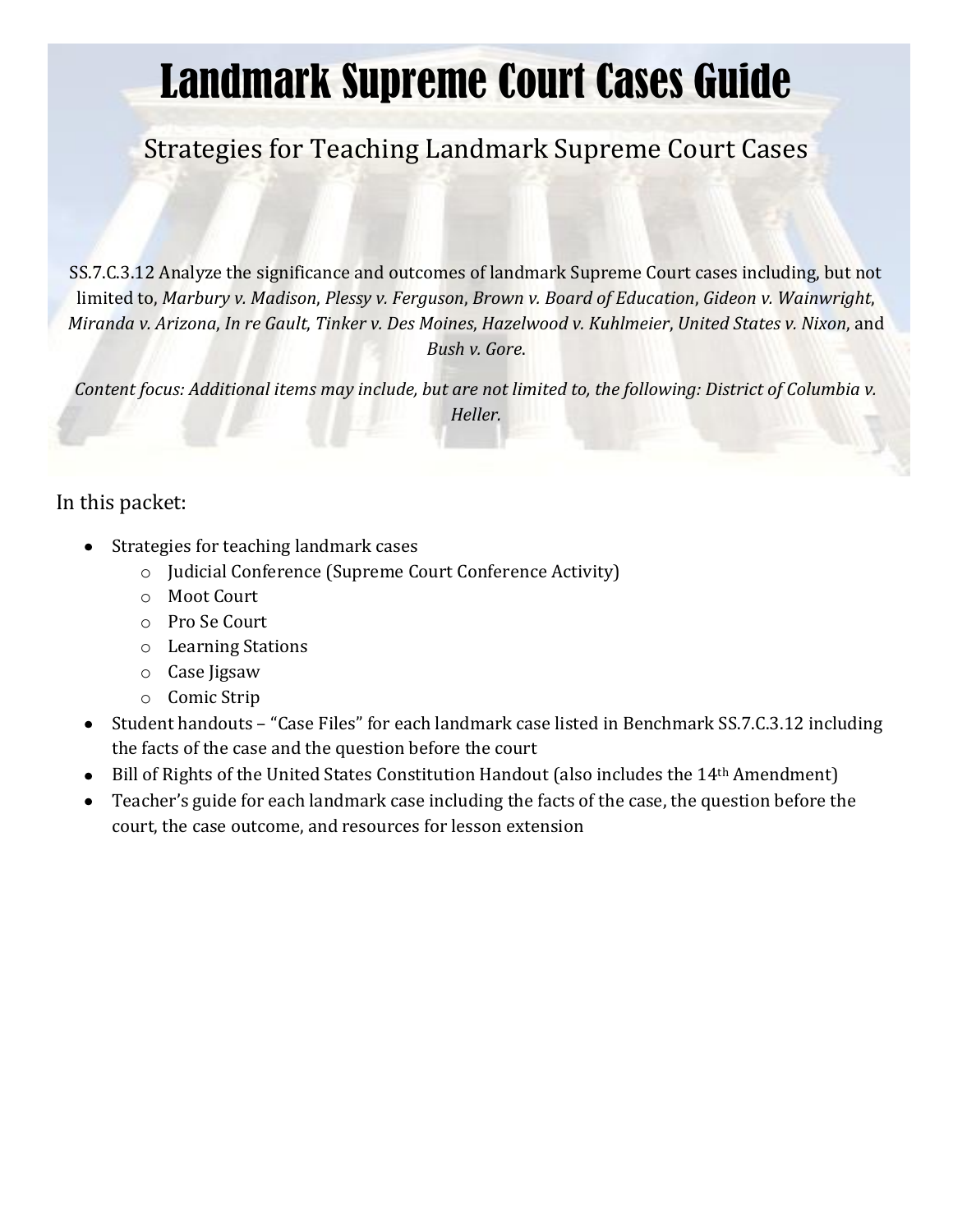# Landmark Supreme Court Cases Guide

## Strategies for Teaching Landmark Supreme Court Cases

SS.7.C.3.12 Analyze the significance and outcomes of landmark Supreme Court cases including, but not limited to, *Marbury v. Madison*, *Plessy v. Ferguson*, *Brown v. Board of Education*, *Gideon v. Wainwright*, *Miranda v. Arizona*, *In re Gault*, *Tinker v. Des Moines*, *Hazelwood v. Kuhlmeier*, *United States v. Nixon*, and *Bush v. Gore*.

*Content focus: Additional items may include, but are not limited to, the following: District of Columbia v. Heller.*

In this packet:

- Strategies for teaching landmark cases
  - Judicial Conference (Supreme Court Conference Activity)
  - Moot Court
  - Pro Se Court
  - Learning Stations
  - Case Jigsaw
  - Comic Strip
- Student handouts – "Case Files" for each landmark case listed in Benchmark SS.7.C.3.12 including the facts of the case and the question before the court
- Bill of Rights of the United States Constitution Handout (also includes the 14th Amendment)
- Teacher's guide for each landmark case including the facts of the case, the question before the court, the case outcome, and resources for lesson extension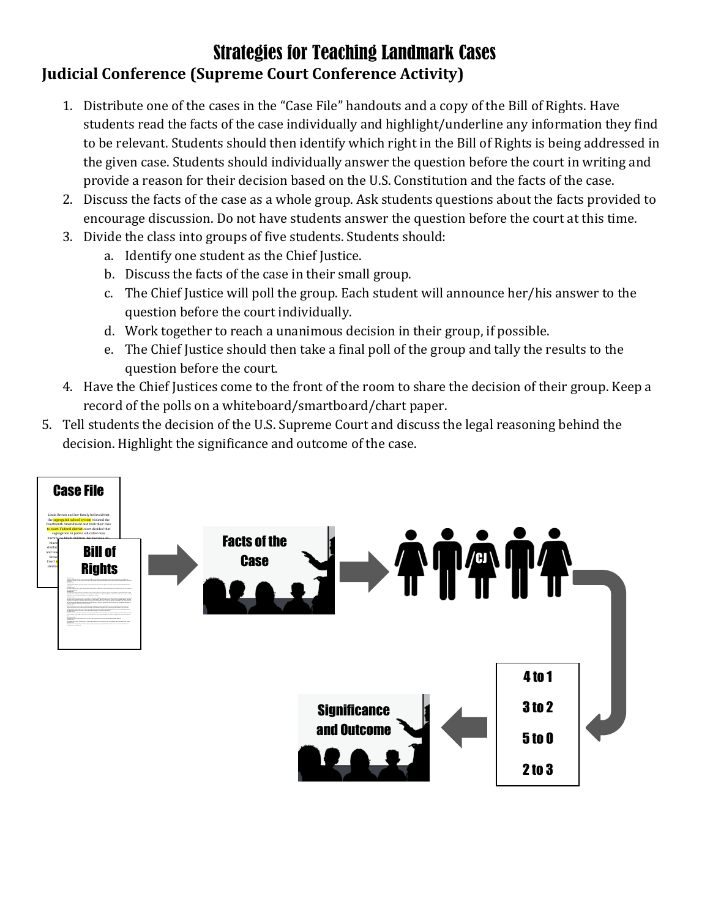# Strategies for Teaching Landmark Cases

## Judicial Conference (Supreme Court Conference Activity)

1. Distribute one of the cases in the "Case File" handouts and a copy of the Bill of Rights. Have students read the facts of the case individually and highlight/underline any information they find to be relevant. Students should then identify which right in the Bill of Rights is being addressed in the given case. Students should individually answer the question before the court in writing and provide a reason for their decision based on the U.S. Constitution and the facts of the case.
2. Discuss the facts of the case as a whole group. Ask students questions about the facts provided to encourage discussion. Do not have students answer the question before the court at this time.
3. Divide the class into groups of five students. Students should:
   a. Identify one student as the Chief Justice.
   b. Discuss the facts of the case in their small group.
   c. The Chief Justice will poll the group. Each student will announce her/his answer to the question before the court individually.
   d. Work together to reach a unanimous decision in their group, if possible.
   e. The Chief Justice should then take a final poll of the group and tally the results to the question before the court.
4. Have the Chief Justices come to the front of the room to share the decision of their group. Keep a record of the polls on a whiteboard/smartboard/chart paper.
5. Tell students the decision of the U.S. Supreme Court and discuss the legal reasoning behind the decision. Highlight the significance and outcome of the case.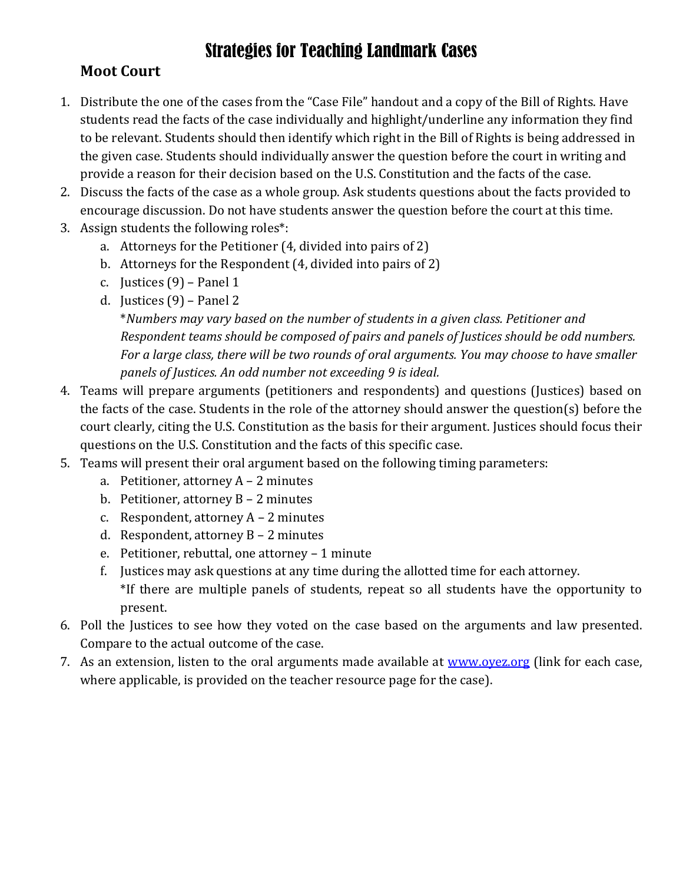# Strategies for Teaching Landmark Cases

## Moot Court

1. Distribute the one of the cases from the "Case File" handout and a copy of the Bill of Rights. Have students read the facts of the case individually and highlight/underline any information they find to be relevant. Students should then identify which right in the Bill of Rights is being addressed in the given case. Students should individually answer the question before the court in writing and provide a reason for their decision based on the U.S. Constitution and the facts of the case.
2. Discuss the facts of the case as a whole group. Ask students questions about the facts provided to encourage discussion. Do not have students answer the question before the court at this time.
3. Assign students the following roles*:
   a. Attorneys for the Petitioner (4, divided into pairs of 2)
   b. Attorneys for the Respondent (4, divided into pairs of 2)
   c. Justices (9) – Panel 1
   d. Justices (9) – Panel 2
   
   **Numbers may vary based on the number of students in a given class. Petitioner and Respondent teams should be composed of pairs and panels of Justices should be odd numbers. For a large class, there will be two rounds of oral arguments. You may choose to have smaller panels of Justices. An odd number not exceeding 9 is ideal.*
4. Teams will prepare arguments (petitioners and respondents) and questions (Justices) based on the facts of the case. Students in the role of the attorney should answer the question(s) before the court clearly, citing the U.S. Constitution as the basis for their argument. Justices should focus their questions on the U.S. Constitution and the facts of this specific case.
5. Teams will present their oral argument based on the following timing parameters:
   a. Petitioner, attorney A – 2 minutes
   b. Petitioner, attorney B – 2 minutes
   c. Respondent, attorney A – 2 minutes
   d. Respondent, attorney B – 2 minutes
   e. Petitioner, rebuttal, one attorney – 1 minute
   f. Justices may ask questions at any time during the allotted time for each attorney.
   
   *If there are multiple panels of students, repeat so all students have the opportunity to present.
6. Poll the Justices to see how they voted on the case based on the arguments and law presented. Compare to the actual outcome of the case.
7. As an extension, listen to the oral arguments made available at [www.oyez.org](http://www.oyez.org) (link for each case, where applicable, is provided on the teacher resource page for the case).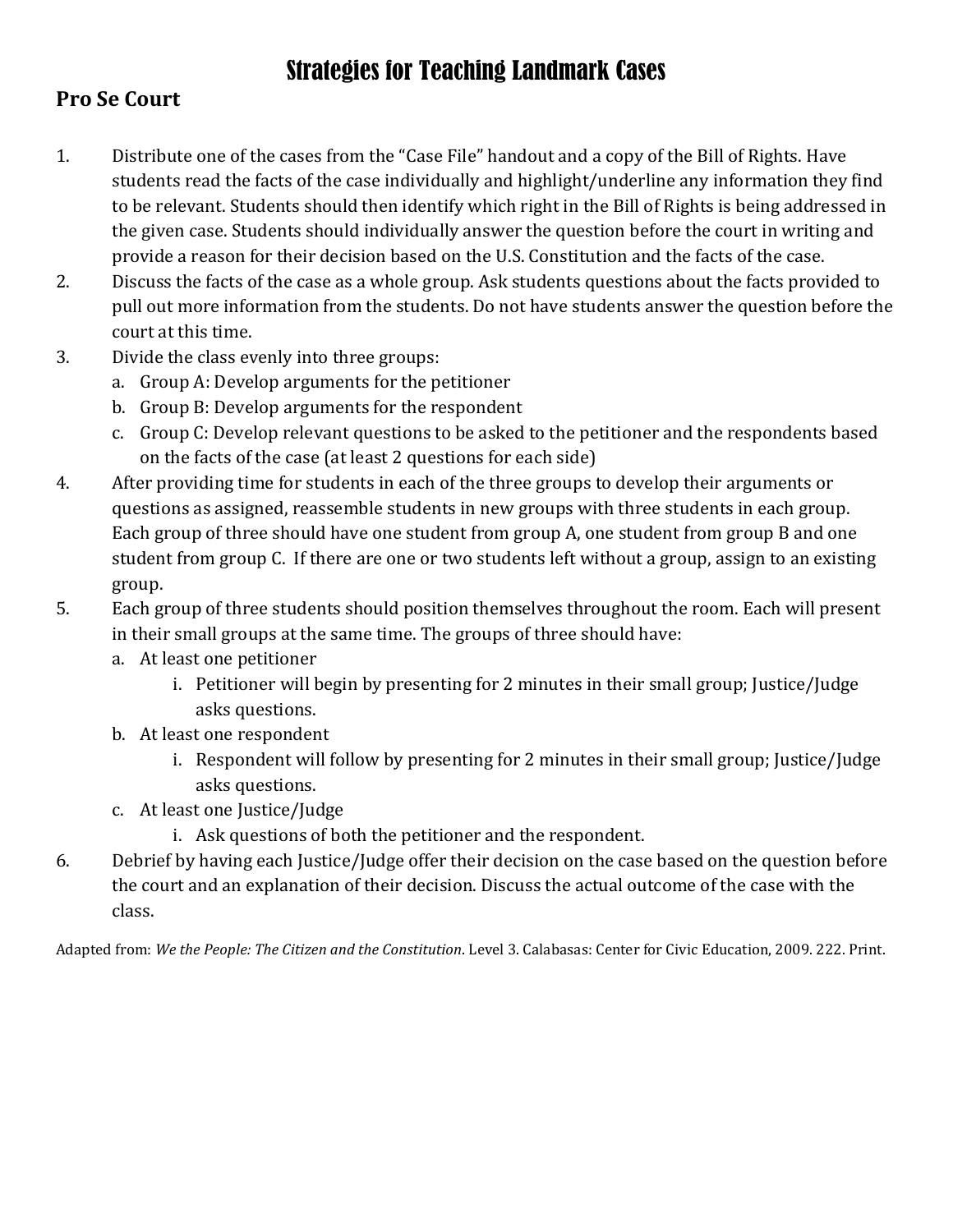# Strategies for Teaching Landmark Cases

## Pro Se Court

1. Distribute one of the cases from the "Case File" handout and a copy of the Bill of Rights. Have students read the facts of the case individually and highlight/underline any information they find to be relevant. Students should then identify which right in the Bill of Rights is being addressed in the given case. Students should individually answer the question before the court in writing and provide a reason for their decision based on the U.S. Constitution and the facts of the case.
2. Discuss the facts of the case as a whole group. Ask students questions about the facts provided to pull out more information from the students. Do not have students answer the question before the court at this time.
3. Divide the class evenly into three groups:
   a. Group A: Develop arguments for the petitioner
   b. Group B: Develop arguments for the respondent
   c. Group C: Develop relevant questions to be asked to the petitioner and the respondents based on the facts of the case (at least 2 questions for each side)
4. After providing time for students in each of the three groups to develop their arguments or questions as assigned, reassemble students in new groups with three students in each group. Each group of three should have one student from group A, one student from group B and one student from group C. If there are one or two students left without a group, assign to an existing group.
5. Each group of three students should position themselves throughout the room. Each will present in their small groups at the same time. The groups of three should have:
   a. At least one petitioner
      i. Petitioner will begin by presenting for 2 minutes in their small group; Justice/Judge asks questions.
   b. At least one respondent
      i. Respondent will follow by presenting for 2 minutes in their small group; Justice/Judge asks questions.
   c. At least one Justice/Judge
      i. Ask questions of both the petitioner and the respondent.
6. Debrief by having each Justice/Judge offer their decision on the case based on the question before the court and an explanation of their decision. Discuss the actual outcome of the case with the class.

Adapted from: *We the People: The Citizen and the Constitution*. Level 3. Calabasas: Center for Civic Education, 2009. 222. Print.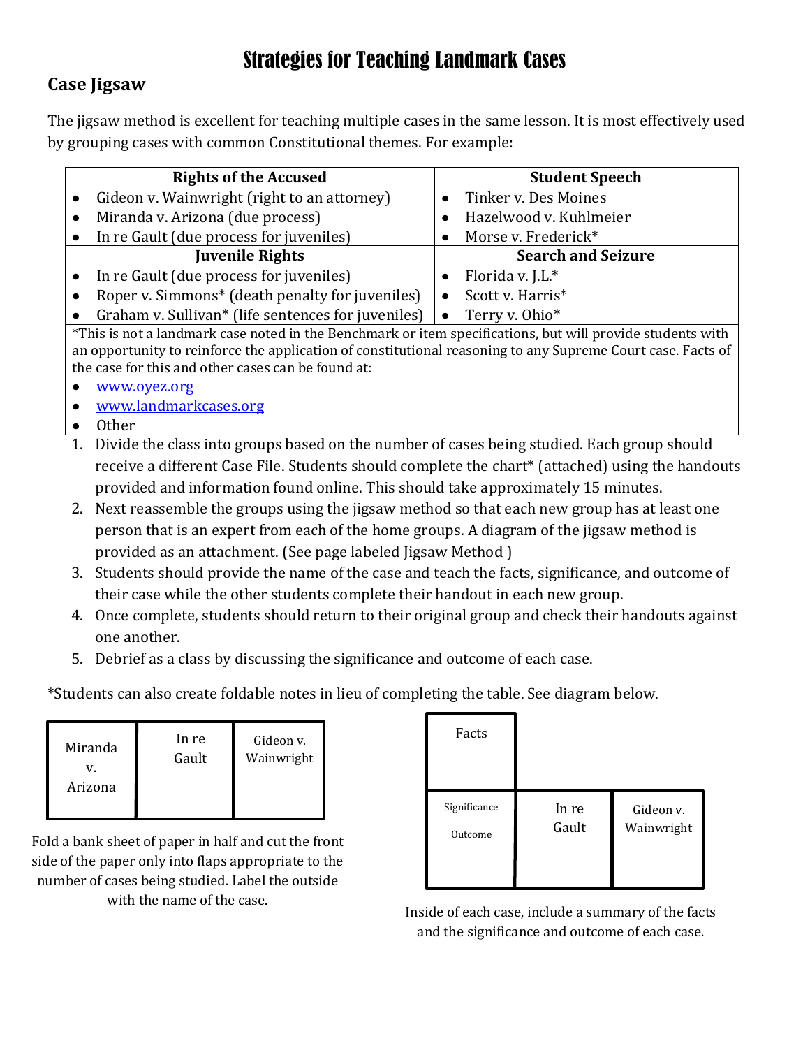# Strategies for Teaching Landmark Cases

## Case Jigsaw

The jigsaw method is excellent for teaching multiple cases in the same lesson. It is most effectively used by grouping cases with common Constitutional themes. For example:

| Rights of the Accused | Student Speech |
|---|---|
| • Gideon v. Wainwright (right to an attorney)<br>• Miranda v. Arizona (due process)<br>• In re Gault (due process for juveniles) | • Tinker v. Des Moines<br>• Hazelwood v. Kuhlmeier<br>• Morse v. Frederick* |
| **Juvenile Rights** | **Search and Seizure** |
| • In re Gault (due process for juveniles)<br>• Roper v. Simmons* (death penalty for juveniles)<br>• Graham v. Sullivan* (life sentences for juveniles) | • Florida v. J.L.*<br>• Scott v. Harris*<br>• Terry v. Ohio* |

*This is not a landmark case noted in the Benchmark or item specifications, but will provide students with an opportunity to reinforce the application of constitutional reasoning to any Supreme Court case. Facts of the case for this and other cases can be found at:

- www.oyez.org
- www.landmarkcases.org
- Other

1. Divide the class into groups based on the number of cases being studied. Each group should receive a different Case File. Students should complete the chart* (attached) using the handouts provided and information found online. This should take approximately 15 minutes.
2. Next reassemble the groups using the jigsaw method so that each new group has at least one person that is an expert from each of the home groups. A diagram of the jigsaw method is provided as an attachment. (See page labeled Jigsaw Method )
3. Students should provide the name of the case and teach the facts, significance, and outcome of their case while the other students complete their handout in each new group.
4. Once complete, students should return to their original group and check their handouts against one another.
5. Debrief as a class by discussing the significance and outcome of each case.

*Students can also create foldable notes in lieu of completing the table. See diagram below.

| Miranda v. Arizona | In re Gault | Gideon v. Wainwright |
|---|---|---|

Fold a bank sheet of paper in half and cut the front side of the paper only into flaps appropriate to the number of cases being studied. Label the outside with the name of the case.

| Facts | | |
|---|---|---|
| Significance<br>Outcome | In re Gault | Gideon v. Wainwright |

Inside of each case, include a summary of the facts and the significance and outcome of each case.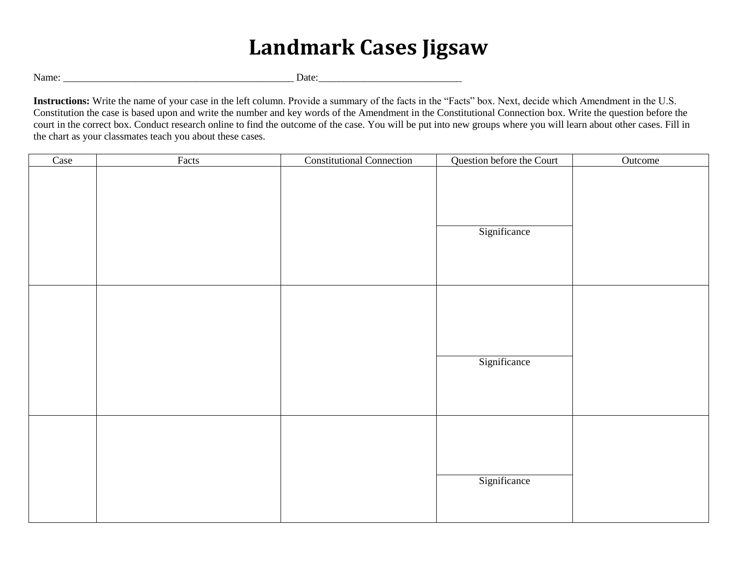# Landmark Cases Jigsaw

Name: _____________________________________________ Date:___________________________

**Instructions:** Write the name of your case in the left column. Provide a summary of the facts in the "Facts" box. Next, decide which Amendment in the U.S. Constitution the case is based upon and write the number and key words of the Amendment in the Constitutional Connection box. Write the question before the court in the correct box. Conduct research online to find the outcome of the case. You will be put into new groups where you will learn about other cases. Fill in the chart as your classmates teach you about these cases.

| Case | Facts | Constitutional Connection | Question before the Court | Outcome |
|---|---|---|---|---|
| | | | | |
| | | | Significance | |
| | | | | |
| | | | Significance | |
| | | | | |
| | | | Significance | |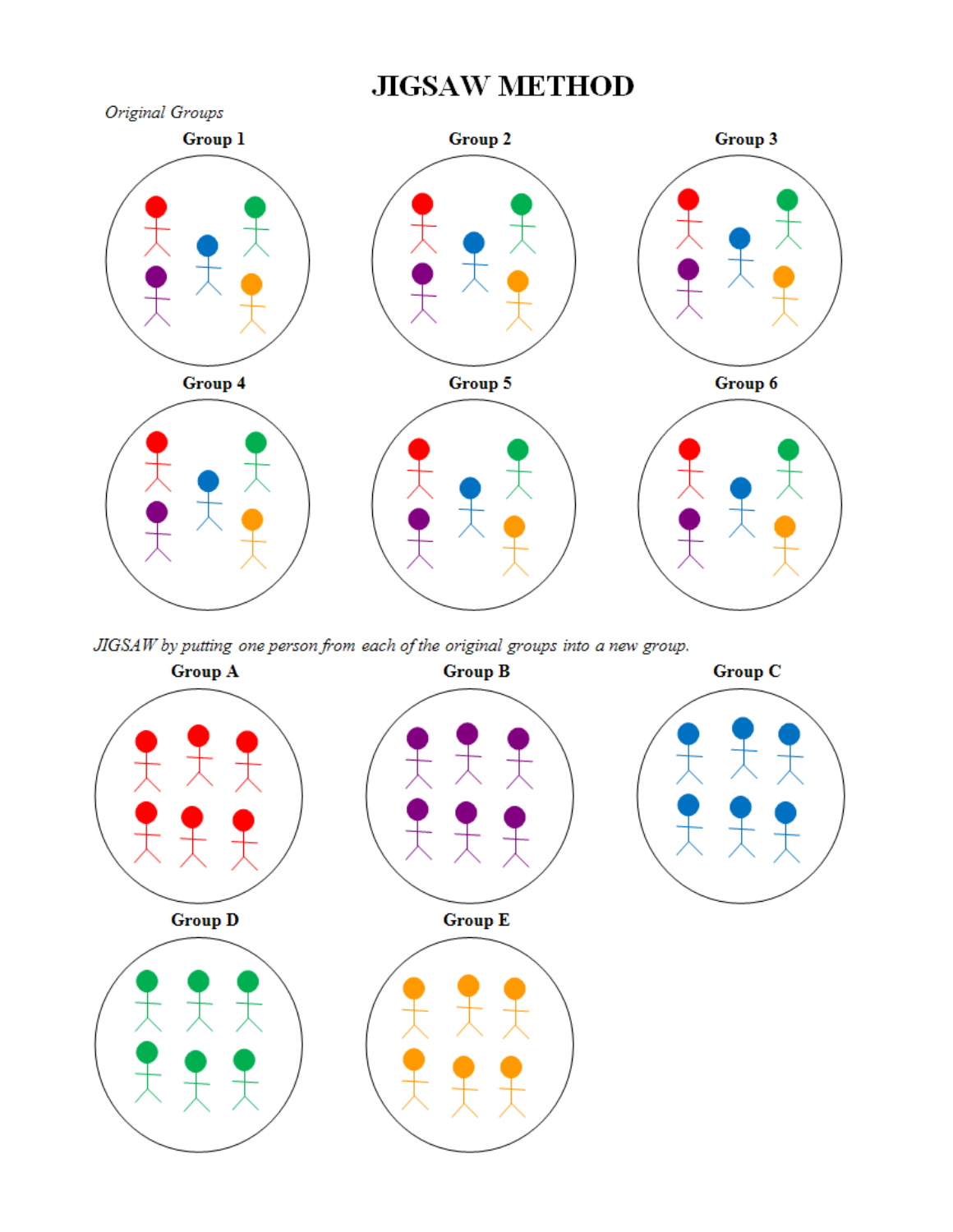# JIGSAW METHOD

*Original Groups*

**Group 1**

**Group 2**

**Group 3**

**Group 4**

**Group 5**

**Group 6**

*JIGSAW by putting one person from each of the original groups into a new group.*

**Group A**

**Group B**

**Group C**

**Group D**

**Group E**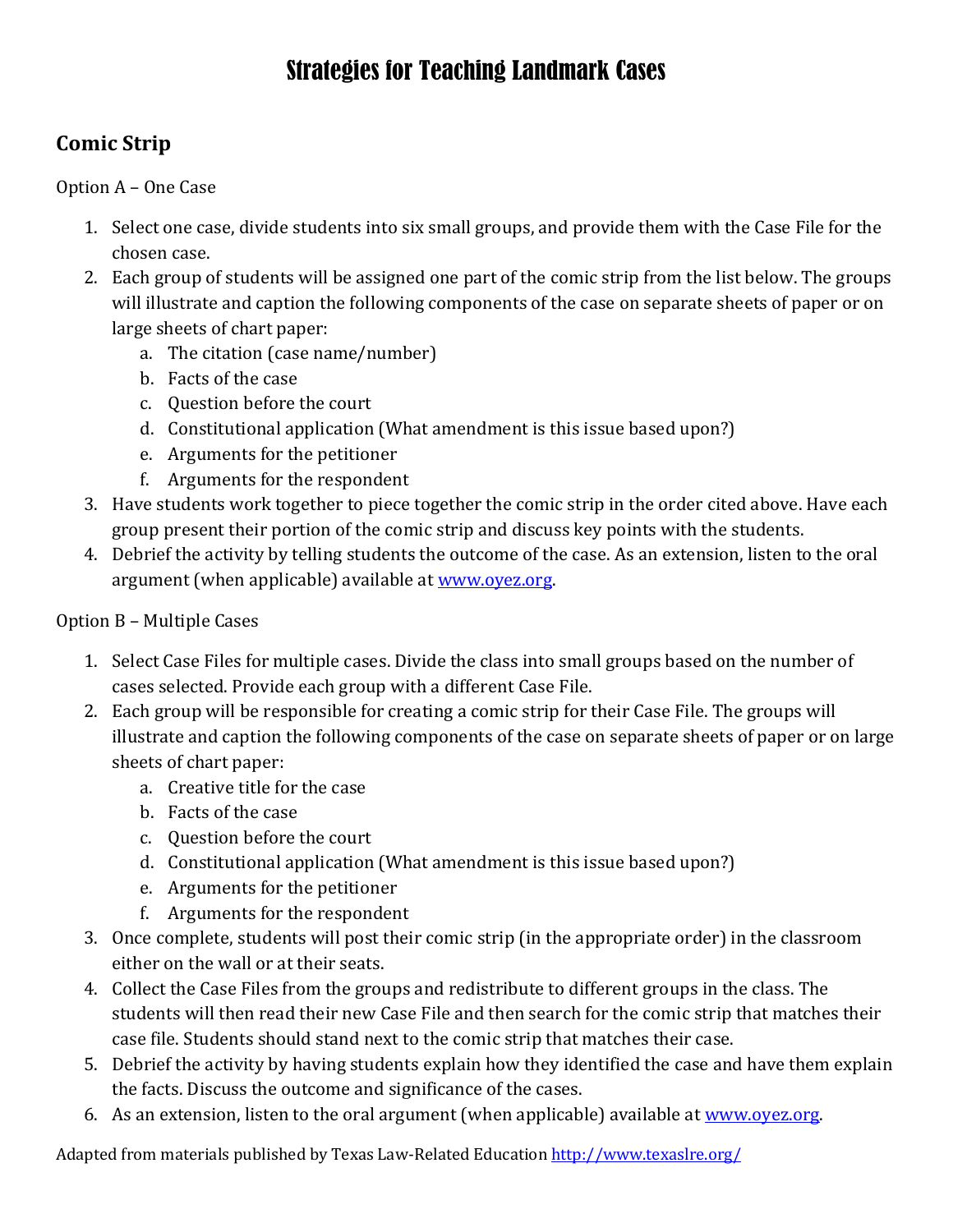# Strategies for Teaching Landmark Cases

## Comic Strip

Option A – One Case

1. Select one case, divide students into six small groups, and provide them with the Case File for the chosen case.
2. Each group of students will be assigned one part of the comic strip from the list below. The groups will illustrate and caption the following components of the case on separate sheets of paper or on large sheets of chart paper:
    a. The citation (case name/number)
    b. Facts of the case
    c. Question before the court
    d. Constitutional application (What amendment is this issue based upon?)
    e. Arguments for the petitioner
    f. Arguments for the respondent
3. Have students work together to piece together the comic strip in the order cited above. Have each group present their portion of the comic strip and discuss key points with the students.
4. Debrief the activity by telling students the outcome of the case. As an extension, listen to the oral argument (when applicable) available at [www.oyez.org](http://www.oyez.org).

Option B – Multiple Cases

1. Select Case Files for multiple cases. Divide the class into small groups based on the number of cases selected. Provide each group with a different Case File.
2. Each group will be responsible for creating a comic strip for their Case File. The groups will illustrate and caption the following components of the case on separate sheets of paper or on large sheets of chart paper:
    a. Creative title for the case
    b. Facts of the case
    c. Question before the court
    d. Constitutional application (What amendment is this issue based upon?)
    e. Arguments for the petitioner
    f. Arguments for the respondent
3. Once complete, students will post their comic strip (in the appropriate order) in the classroom either on the wall or at their seats.
4. Collect the Case Files from the groups and redistribute to different groups in the class. The students will then read their new Case File and then search for the comic strip that matches their case file. Students should stand next to the comic strip that matches their case.
5. Debrief the activity by having students explain how they identified the case and have them explain the facts. Discuss the outcome and significance of the cases.
6. As an extension, listen to the oral argument (when applicable) available at [www.oyez.org](http://www.oyez.org).

Adapted from materials published by Texas Law-Related Education [http://www.texaslre.org/](http://www.texaslre.org/)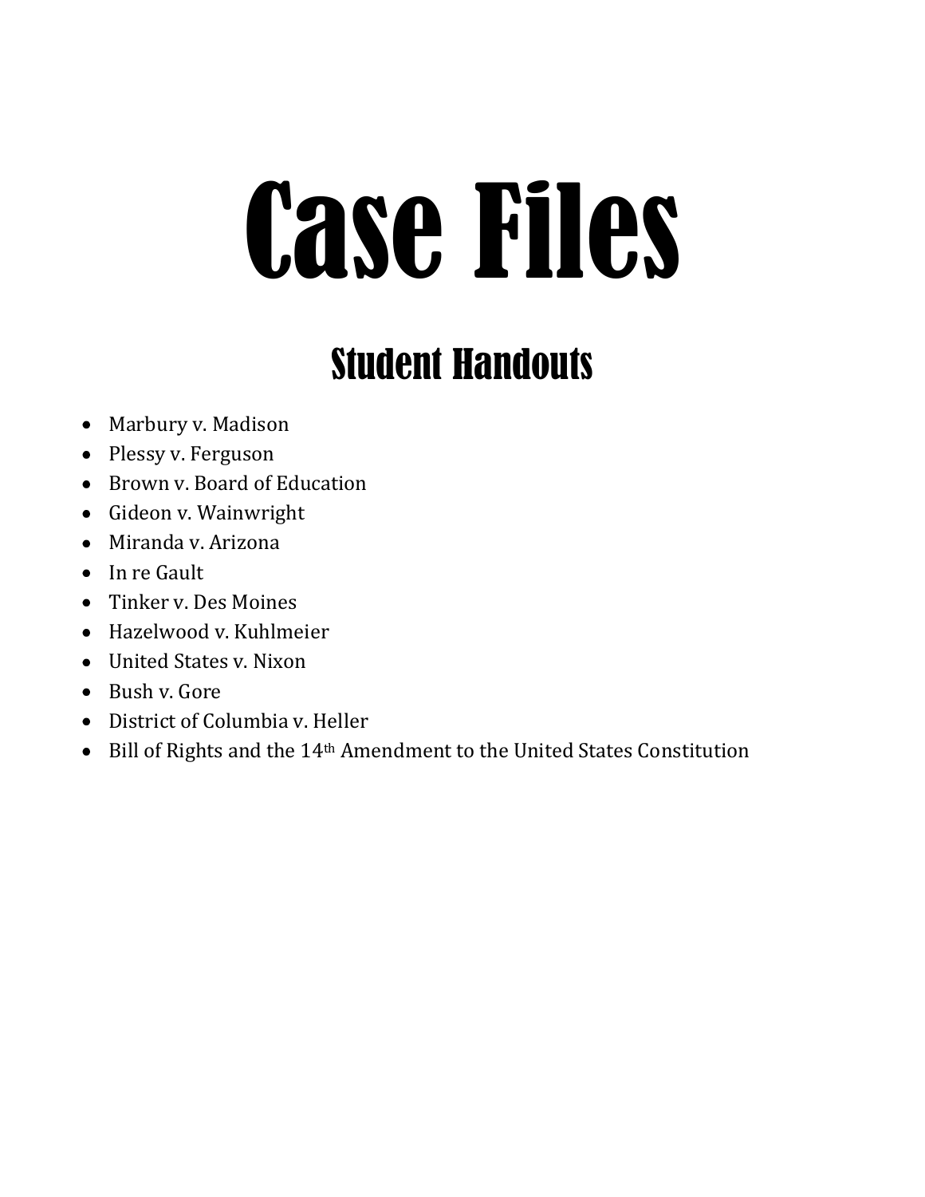# Case Files

## Student Handouts

- Marbury v. Madison
- Plessy v. Ferguson
- Brown v. Board of Education
- Gideon v. Wainwright
- Miranda v. Arizona
- In re Gault
- Tinker v. Des Moines
- Hazelwood v. Kuhlmeier
- United States v. Nixon
- Bush v. Gore
- District of Columbia v. Heller
- Bill of Rights and the 14th Amendment to the United States Constitution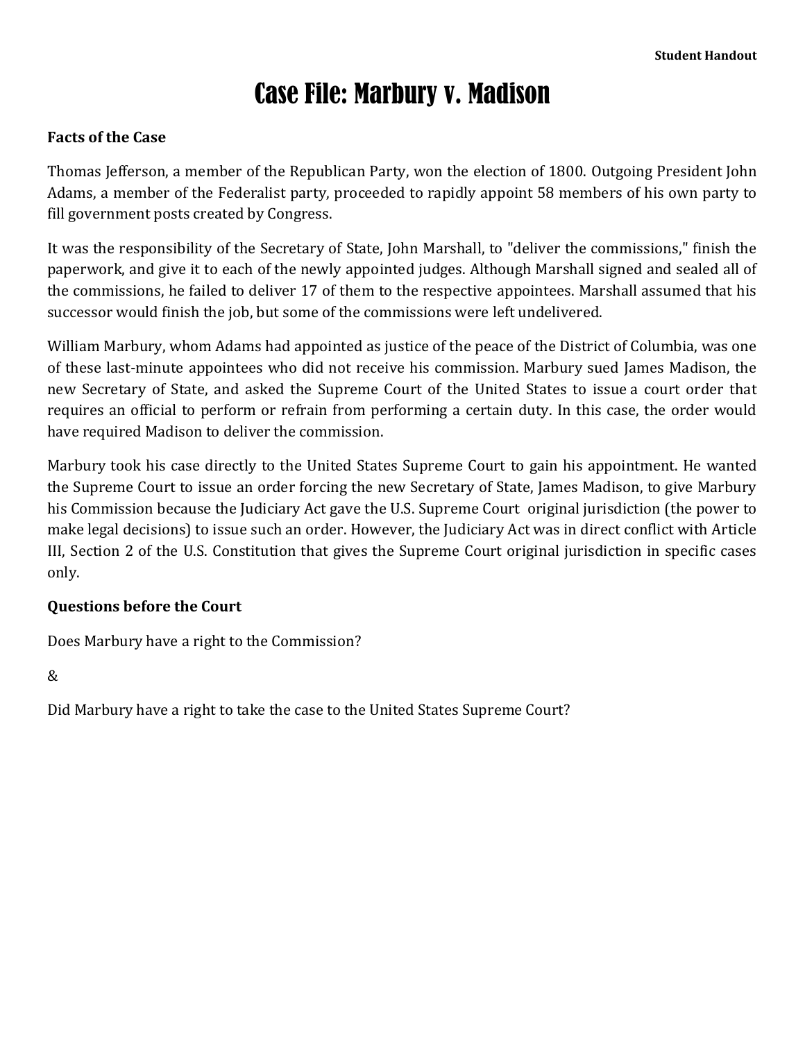Student Handout

# Case File: Marbury v. Madison

**Facts of the Case**

Thomas Jefferson, a member of the Republican Party, won the election of 1800. Outgoing President John Adams, a member of the Federalist party, proceeded to rapidly appoint 58 members of his own party to fill government posts created by Congress.

It was the responsibility of the Secretary of State, John Marshall, to "deliver the commissions," finish the paperwork, and give it to each of the newly appointed judges. Although Marshall signed and sealed all of the commissions, he failed to deliver 17 of them to the respective appointees. Marshall assumed that his successor would finish the job, but some of the commissions were left undelivered.

William Marbury, whom Adams had appointed as justice of the peace of the District of Columbia, was one of these last-minute appointees who did not receive his commission. Marbury sued James Madison, the new Secretary of State, and asked the Supreme Court of the United States to issue a court order that requires an official to perform or refrain from performing a certain duty. In this case, the order would have required Madison to deliver the commission.

Marbury took his case directly to the United States Supreme Court to gain his appointment. He wanted the Supreme Court to issue an order forcing the new Secretary of State, James Madison, to give Marbury his Commission because the Judiciary Act gave the U.S. Supreme Court original jurisdiction (the power to make legal decisions) to issue such an order. However, the Judiciary Act was in direct conflict with Article III, Section 2 of the U.S. Constitution that gives the Supreme Court original jurisdiction in specific cases only.

**Questions before the Court**

Does Marbury have a right to the Commission?

&

Did Marbury have a right to take the case to the United States Supreme Court?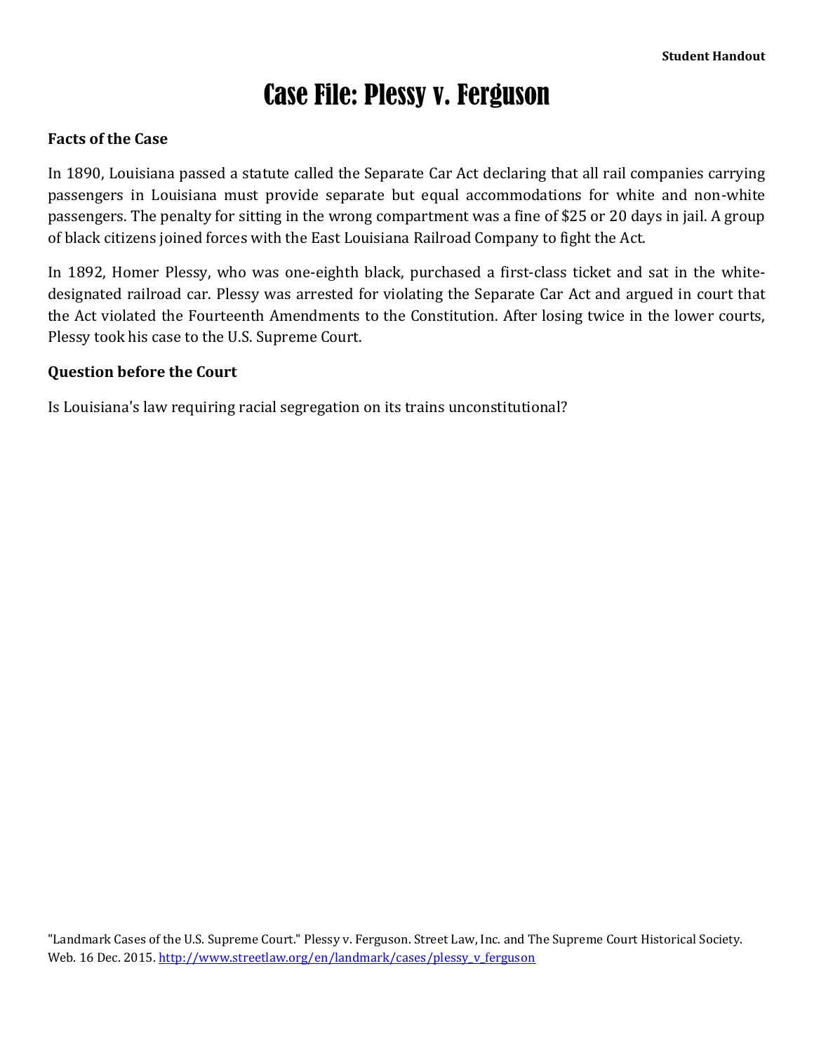Student Handout

# Case File: Plessy v. Ferguson

**Facts of the Case**

In 1890, Louisiana passed a statute called the Separate Car Act declaring that all rail companies carrying passengers in Louisiana must provide separate but equal accommodations for white and non-white passengers. The penalty for sitting in the wrong compartment was a fine of $25 or 20 days in jail. A group of black citizens joined forces with the East Louisiana Railroad Company to fight the Act.

In 1892, Homer Plessy, who was one-eighth black, purchased a first-class ticket and sat in the white-designated railroad car. Plessy was arrested for violating the Separate Car Act and argued in court that the Act violated the Fourteenth Amendments to the Constitution. After losing twice in the lower courts, Plessy took his case to the U.S. Supreme Court.

**Question before the Court**

Is Louisiana's law requiring racial segregation on its trains unconstitutional?

"Landmark Cases of the U.S. Supreme Court." Plessy v. Ferguson. Street Law, Inc. and The Supreme Court Historical Society. Web. 16 Dec. 2015. [http://www.streetlaw.org/en/landmark/cases/plessy_v_ferguson](http://www.streetlaw.org/en/landmark/cases/plessy_v_ferguson)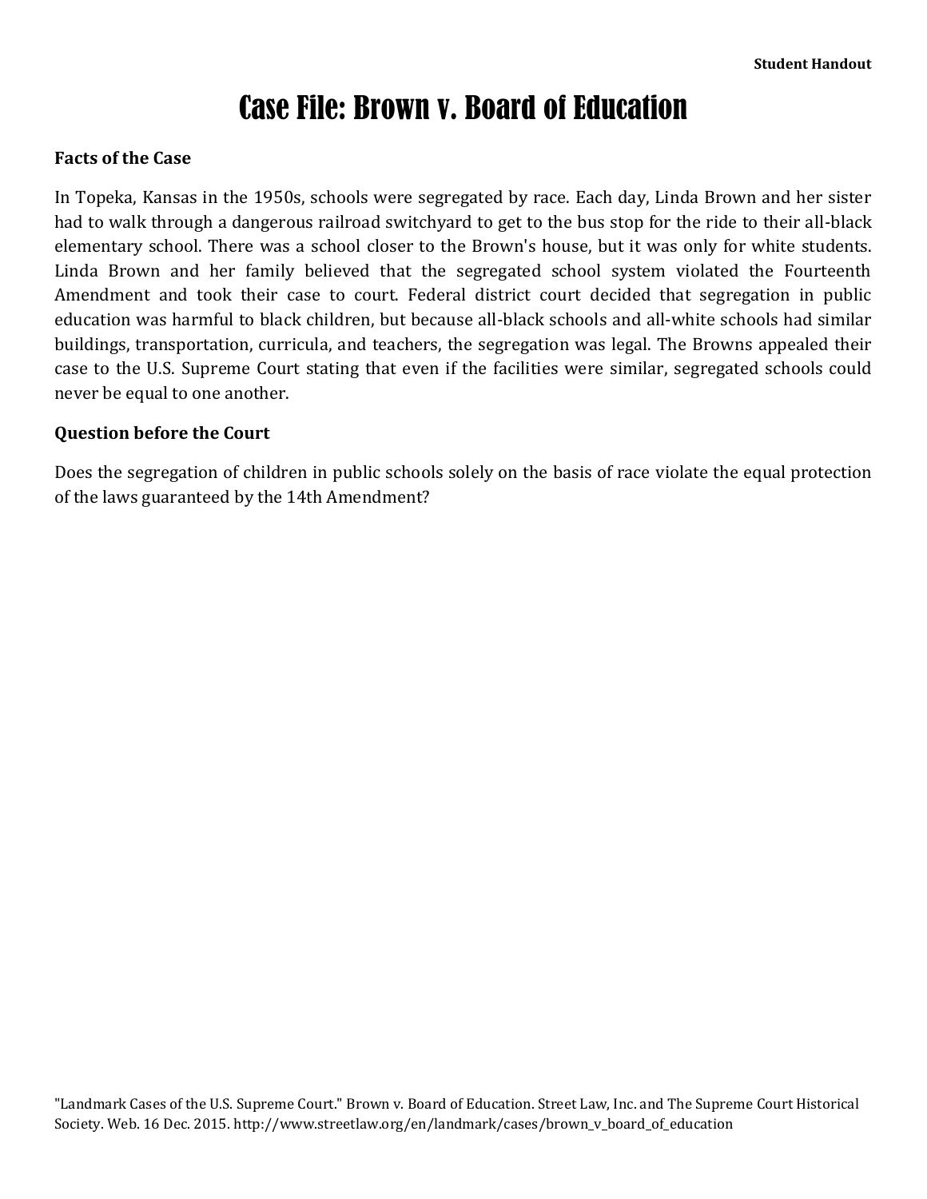**Student Handout**

# Case File: Brown v. Board of Education

**Facts of the Case**

In Topeka, Kansas in the 1950s, schools were segregated by race. Each day, Linda Brown and her sister had to walk through a dangerous railroad switchyard to get to the bus stop for the ride to their all-black elementary school. There was a school closer to the Brown's house, but it was only for white students. Linda Brown and her family believed that the segregated school system violated the Fourteenth Amendment and took their case to court. Federal district court decided that segregation in public education was harmful to black children, but because all-black schools and all-white schools had similar buildings, transportation, curricula, and teachers, the segregation was legal. The Browns appealed their case to the U.S. Supreme Court stating that even if the facilities were similar, segregated schools could never be equal to one another.

**Question before the Court**

Does the segregation of children in public schools solely on the basis of race violate the equal protection of the laws guaranteed by the 14th Amendment?

"Landmark Cases of the U.S. Supreme Court." Brown v. Board of Education. Street Law, Inc. and The Supreme Court Historical Society. Web. 16 Dec. 2015. http://www.streetlaw.org/en/landmark/cases/brown_v_board_of_education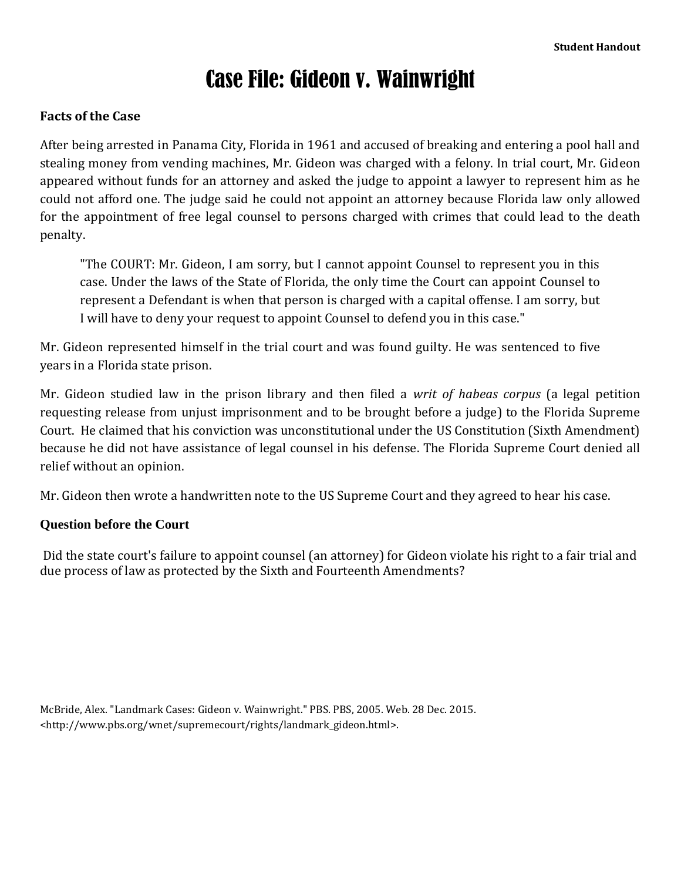**Student Handout**

# Case File: Gideon v. Wainwright

### Facts of the Case

After being arrested in Panama City, Florida in 1961 and accused of breaking and entering a pool hall and stealing money from vending machines, Mr. Gideon was charged with a felony. In trial court, Mr. Gideon appeared without funds for an attorney and asked the judge to appoint a lawyer to represent him as he could not afford one. The judge said he could not appoint an attorney because Florida law only allowed for the appointment of free legal counsel to persons charged with crimes that could lead to the death penalty.

> "The COURT: Mr. Gideon, I am sorry, but I cannot appoint Counsel to represent you in this case. Under the laws of the State of Florida, the only time the Court can appoint Counsel to represent a Defendant is when that person is charged with a capital offense. I am sorry, but I will have to deny your request to appoint Counsel to defend you in this case."

Mr. Gideon represented himself in the trial court and was found guilty. He was sentenced to five years in a Florida state prison.

Mr. Gideon studied law in the prison library and then filed a *writ of habeas corpus* (a legal petition requesting release from unjust imprisonment and to be brought before a judge) to the Florida Supreme Court. He claimed that his conviction was unconstitutional under the US Constitution (Sixth Amendment) because he did not have assistance of legal counsel in his defense. The Florida Supreme Court denied all relief without an opinion.

Mr. Gideon then wrote a handwritten note to the US Supreme Court and they agreed to hear his case.

### Question before the Court

Did the state court's failure to appoint counsel (an attorney) for Gideon violate his right to a fair trial and due process of law as protected by the Sixth and Fourteenth Amendments?

McBride, Alex. "Landmark Cases: Gideon v. Wainwright." PBS. PBS, 2005. Web. 28 Dec. 2015. <http://www.pbs.org/wnet/supremecourt/rights/landmark_gideon.html>.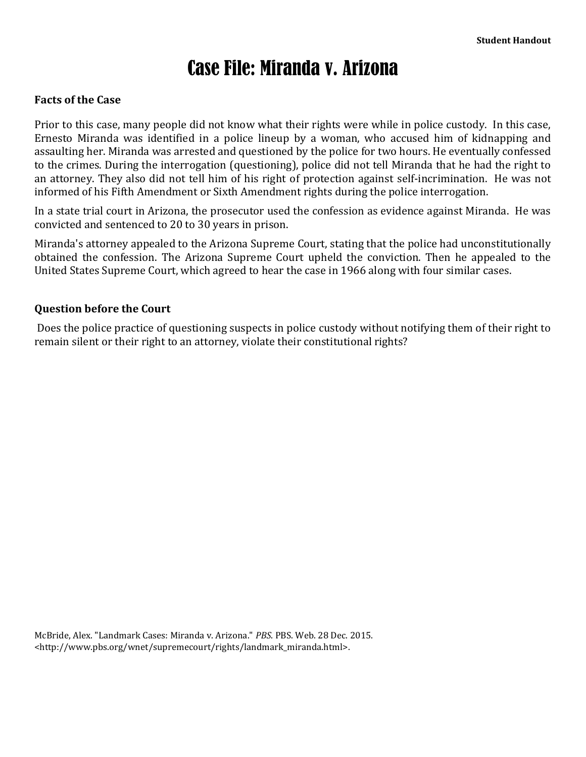**Student Handout**

# Case File: Miranda v. Arizona

## Facts of the Case

Prior to this case, many people did not know what their rights were while in police custody. In this case, Ernesto Miranda was identified in a police lineup by a woman, who accused him of kidnapping and assaulting her. Miranda was arrested and questioned by the police for two hours. He eventually confessed to the crimes. During the interrogation (questioning), police did not tell Miranda that he had the right to an attorney. They also did not tell him of his right of protection against self-incrimination. He was not informed of his Fifth Amendment or Sixth Amendment rights during the police interrogation.

In a state trial court in Arizona, the prosecutor used the confession as evidence against Miranda. He was convicted and sentenced to 20 to 30 years in prison.

Miranda's attorney appealed to the Arizona Supreme Court, stating that the police had unconstitutionally obtained the confession. The Arizona Supreme Court upheld the conviction. Then he appealed to the United States Supreme Court, which agreed to hear the case in 1966 along with four similar cases.

## Question before the Court

Does the police practice of questioning suspects in police custody without notifying them of their right to remain silent or their right to an attorney, violate their constitutional rights?

McBride, Alex. "Landmark Cases: Miranda v. Arizona." *PBS*. PBS. Web. 28 Dec. 2015. <http://www.pbs.org/wnet/supremecourt/rights/landmark_miranda.html>.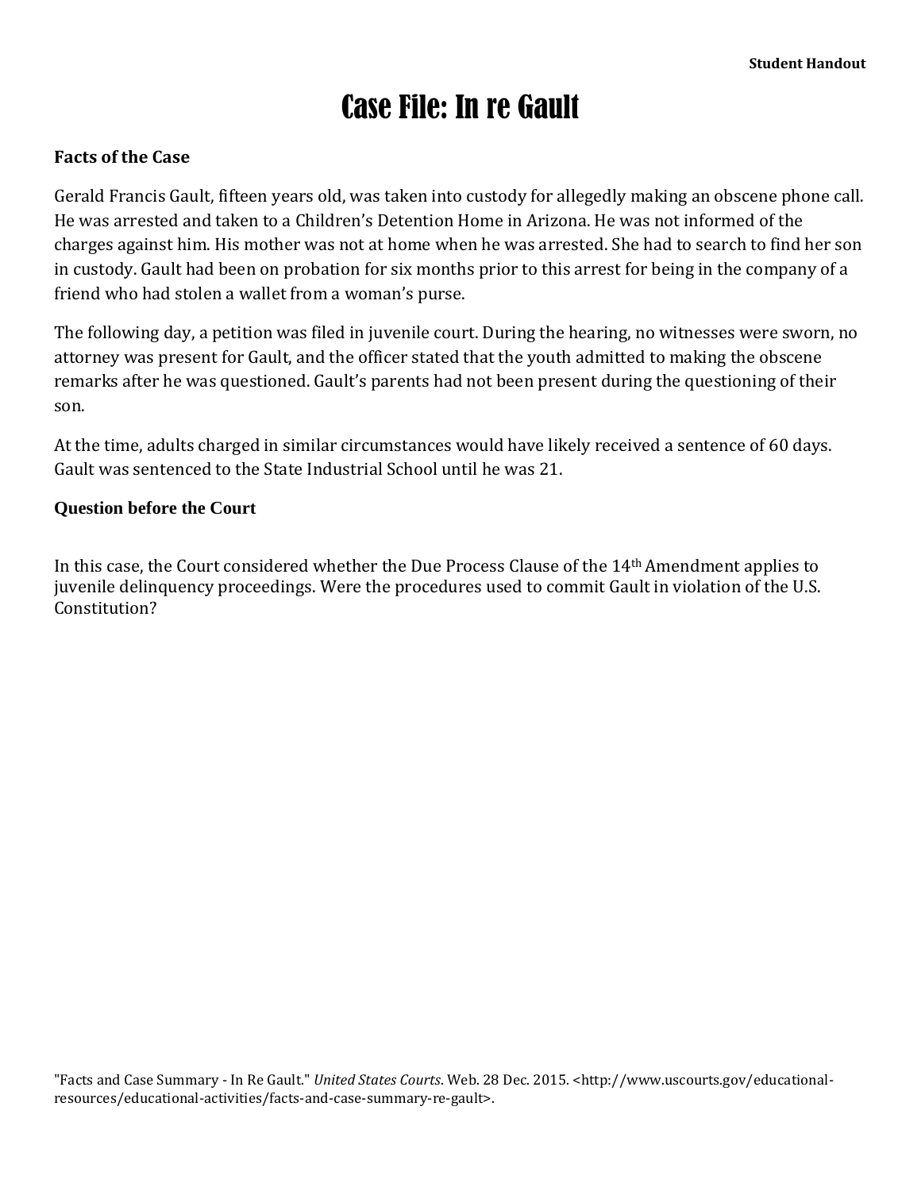Student Handout

# Case File: In re Gault

**Facts of the Case**

Gerald Francis Gault, fifteen years old, was taken into custody for allegedly making an obscene phone call. He was arrested and taken to a Children's Detention Home in Arizona. He was not informed of the charges against him. His mother was not at home when he was arrested. She had to search to find her son in custody. Gault had been on probation for six months prior to this arrest for being in the company of a friend who had stolen a wallet from a woman's purse.

The following day, a petition was filed in juvenile court. During the hearing, no witnesses were sworn, no attorney was present for Gault, and the officer stated that the youth admitted to making the obscene remarks after he was questioned. Gault's parents had not been present during the questioning of their son.

At the time, adults charged in similar circumstances would have likely received a sentence of 60 days. Gault was sentenced to the State Industrial School until he was 21.

**Question before the Court**

In this case, the Court considered whether the Due Process Clause of the 14th Amendment applies to juvenile delinquency proceedings. Were the procedures used to commit Gault in violation of the U.S. Constitution?

"Facts and Case Summary - In Re Gault." *United States Courts*. Web. 28 Dec. 2015. <http://www.uscourts.gov/educational-resources/educational-activities/facts-and-case-summary-re-gault>.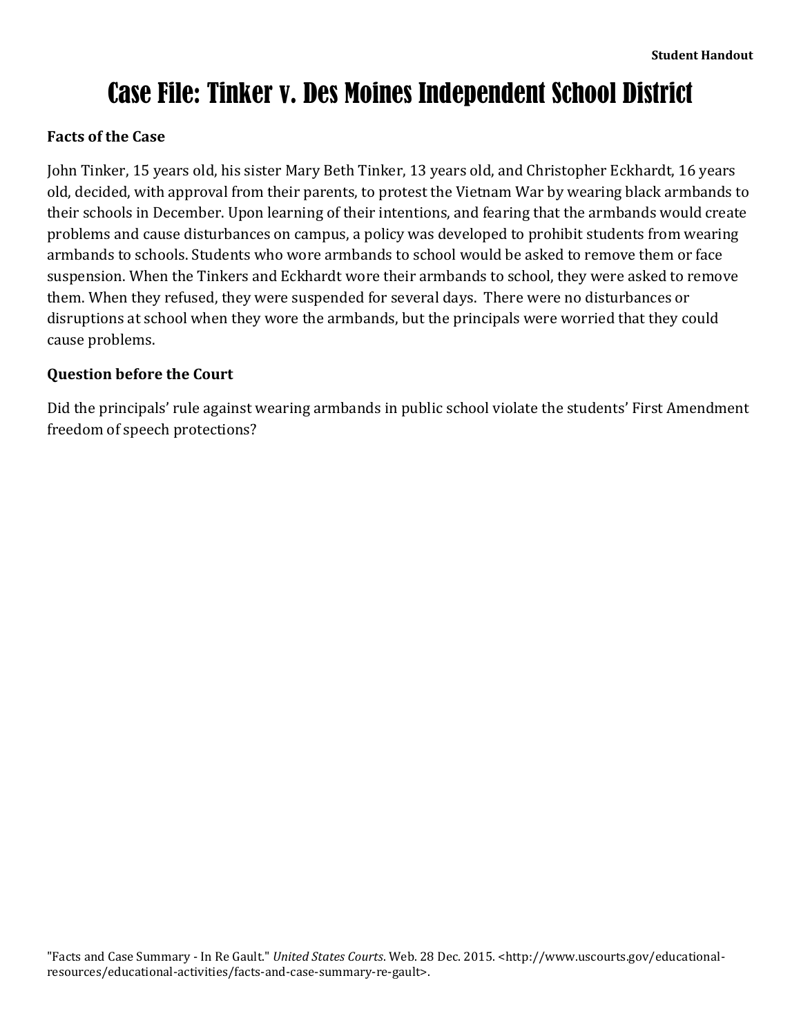Student Handout

# Case File: Tinker v. Des Moines Independent School District

**Facts of the Case**

John Tinker, 15 years old, his sister Mary Beth Tinker, 13 years old, and Christopher Eckhardt, 16 years old, decided, with approval from their parents, to protest the Vietnam War by wearing black armbands to their schools in December. Upon learning of their intentions, and fearing that the armbands would create problems and cause disturbances on campus, a policy was developed to prohibit students from wearing armbands to schools. Students who wore armbands to school would be asked to remove them or face suspension. When the Tinkers and Eckhardt wore their armbands to school, they were asked to remove them. When they refused, they were suspended for several days. There were no disturbances or disruptions at school when they wore the armbands, but the principals were worried that they could cause problems.

**Question before the Court**

Did the principals' rule against wearing armbands in public school violate the students' First Amendment freedom of speech protections?

"Facts and Case Summary - In Re Gault." *United States Courts*. Web. 28 Dec. 2015. <http://www.uscourts.gov/educational-resources/educational-activities/facts-and-case-summary-re-gault>.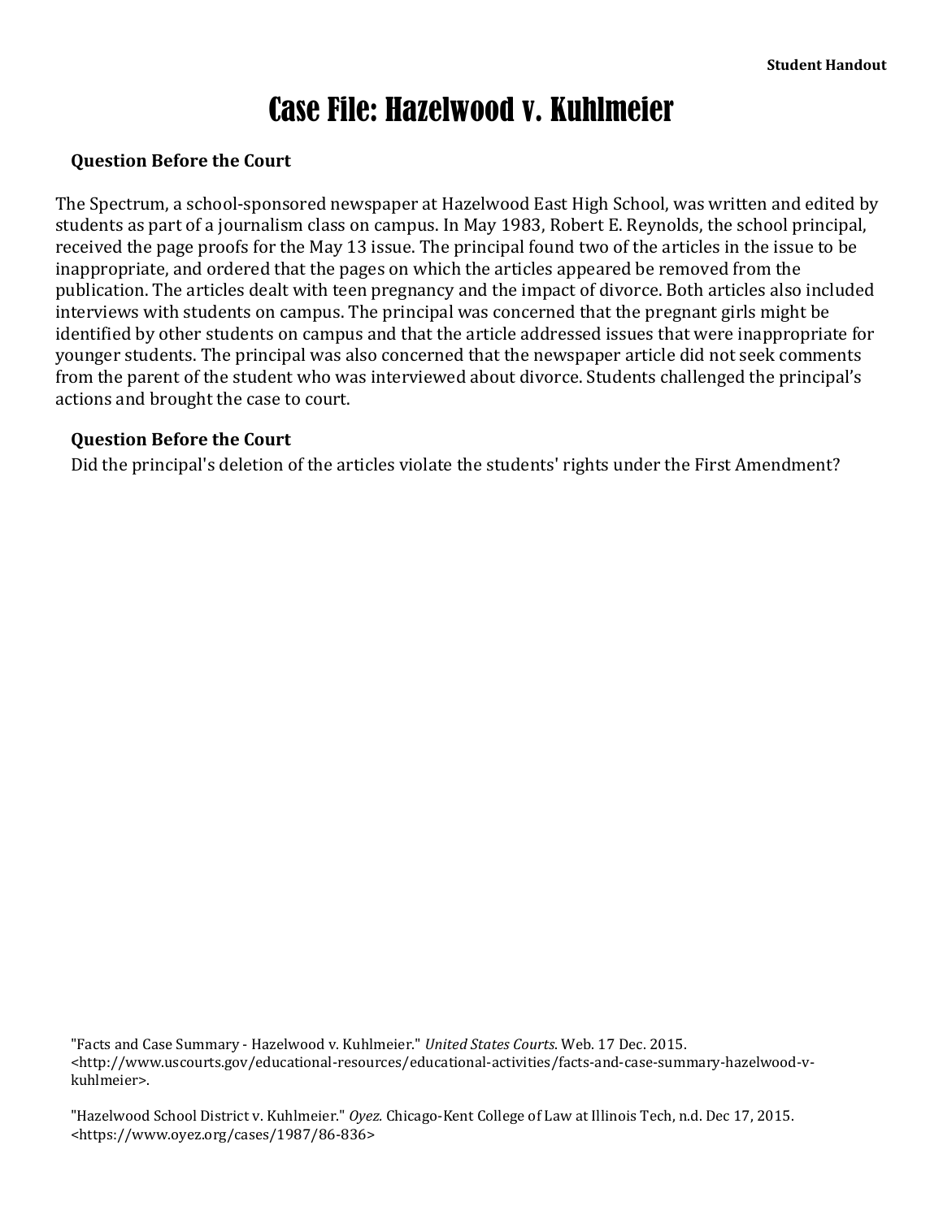**Student Handout**

# Case File: Hazelwood v. Kuhlmeier

### Question Before the Court

The Spectrum, a school-sponsored newspaper at Hazelwood East High School, was written and edited by students as part of a journalism class on campus. In May 1983, Robert E. Reynolds, the school principal, received the page proofs for the May 13 issue. The principal found two of the articles in the issue to be inappropriate, and ordered that the pages on which the articles appeared be removed from the publication. The articles dealt with teen pregnancy and the impact of divorce. Both articles also included interviews with students on campus. The principal was concerned that the pregnant girls might be identified by other students on campus and that the article addressed issues that were inappropriate for younger students. The principal was also concerned that the newspaper article did not seek comments from the parent of the student who was interviewed about divorce. Students challenged the principal's actions and brought the case to court.

### Question Before the Court

Did the principal's deletion of the articles violate the students' rights under the First Amendment?

"Facts and Case Summary - Hazelwood v. Kuhlmeier." *United States Courts*. Web. 17 Dec. 2015. <http://www.uscourts.gov/educational-resources/educational-activities/facts-and-case-summary-hazelwood-v-kuhlmeier>.

"Hazelwood School District v. Kuhlmeier." *Oyez.* Chicago-Kent College of Law at Illinois Tech, n.d. Dec 17, 2015. <https://www.oyez.org/cases/1987/86-836>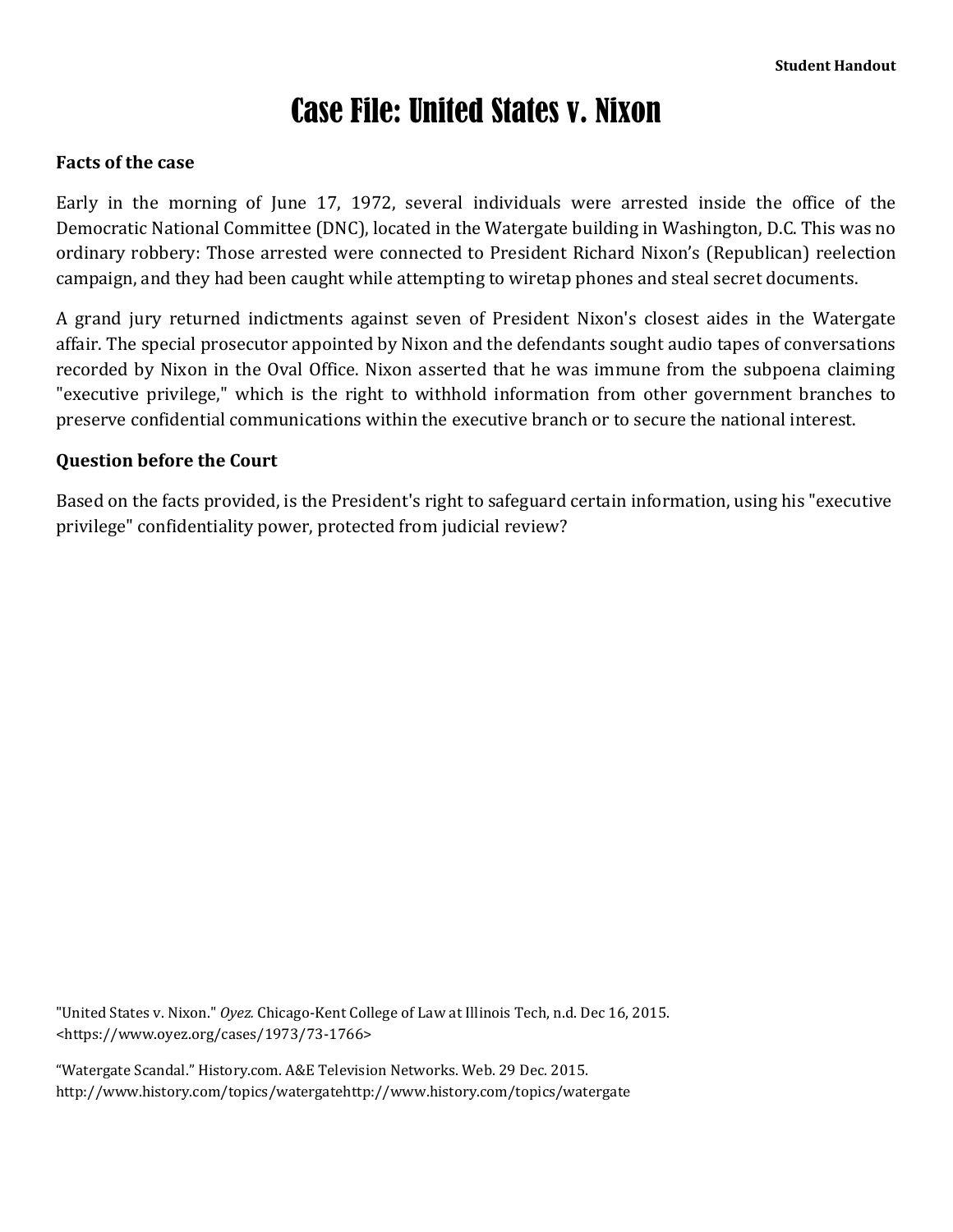**Student Handout**

# Case File: United States v. Nixon

**Facts of the case**

Early in the morning of June 17, 1972, several individuals were arrested inside the office of the Democratic National Committee (DNC), located in the Watergate building in Washington, D.C. This was no ordinary robbery: Those arrested were connected to President Richard Nixon's (Republican) reelection campaign, and they had been caught while attempting to wiretap phones and steal secret documents.

A grand jury returned indictments against seven of President Nixon's closest aides in the Watergate affair. The special prosecutor appointed by Nixon and the defendants sought audio tapes of conversations recorded by Nixon in the Oval Office. Nixon asserted that he was immune from the subpoena claiming "executive privilege," which is the right to withhold information from other government branches to preserve confidential communications within the executive branch or to secure the national interest.

**Question before the Court**

Based on the facts provided, is the President's right to safeguard certain information, using his "executive privilege" confidentiality power, protected from judicial review?

"United States v. Nixon." *Oyez.* Chicago-Kent College of Law at Illinois Tech, n.d. Dec 16, 2015. <https://www.oyez.org/cases/1973/73-1766>

"Watergate Scandal." History.com. A&E Television Networks. Web. 29 Dec. 2015. http://www.history.com/topics/watergatehttp://www.history.com/topics/watergate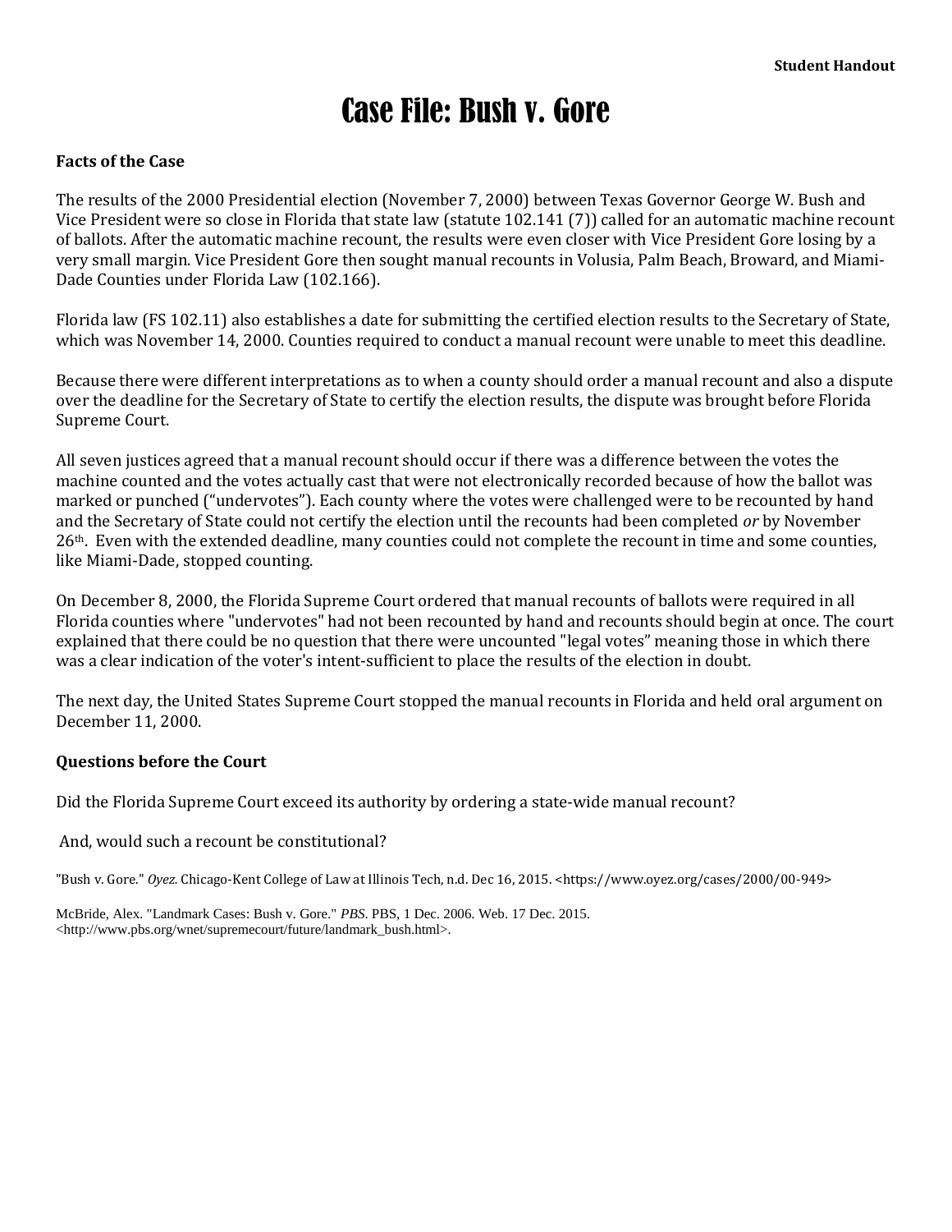**Student Handout**

# Case File: Bush v. Gore

**Facts of the Case**

The results of the 2000 Presidential election (November 7, 2000) between Texas Governor George W. Bush and Vice President were so close in Florida that state law (statute 102.141 (7)) called for an automatic machine recount of ballots. After the automatic machine recount, the results were even closer with Vice President Gore losing by a very small margin. Vice President Gore then sought manual recounts in Volusia, Palm Beach, Broward, and Miami-Dade Counties under Florida Law (102.166).

Florida law (FS 102.11) also establishes a date for submitting the certified election results to the Secretary of State, which was November 14, 2000. Counties required to conduct a manual recount were unable to meet this deadline.

Because there were different interpretations as to when a county should order a manual recount and also a dispute over the deadline for the Secretary of State to certify the election results, the dispute was brought before Florida Supreme Court.

All seven justices agreed that a manual recount should occur if there was a difference between the votes the machine counted and the votes actually cast that were not electronically recorded because of how the ballot was marked or punched ("undervotes"). Each county where the votes were challenged were to be recounted by hand and the Secretary of State could not certify the election until the recounts had been completed *or* by November 26th. Even with the extended deadline, many counties could not complete the recount in time and some counties, like Miami-Dade, stopped counting.

On December 8, 2000, the Florida Supreme Court ordered that manual recounts of ballots were required in all Florida counties where "undervotes" had not been recounted by hand and recounts should begin at once. The court explained that there could be no question that there were uncounted "legal votes" meaning those in which there was a clear indication of the voter's intent-sufficient to place the results of the election in doubt.

The next day, the United States Supreme Court stopped the manual recounts in Florida and held oral argument on December 11, 2000.

**Questions before the Court**

Did the Florida Supreme Court exceed its authority by ordering a state-wide manual recount?

And, would such a recount be constitutional?

"Bush v. Gore." *Oyez.* Chicago-Kent College of Law at Illinois Tech, n.d. Dec 16, 2015. <https://www.oyez.org/cases/2000/00-949>

McBride, Alex. "Landmark Cases: Bush v. Gore." *PBS*. PBS, 1 Dec. 2006. Web. 17 Dec. 2015. <http://www.pbs.org/wnet/supremecourt/future/landmark_bush.html>.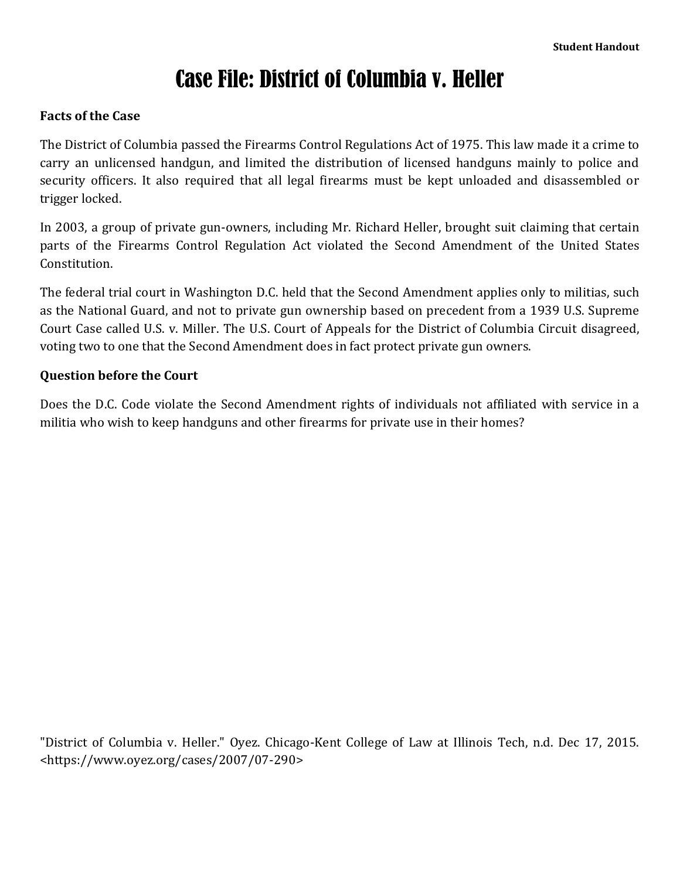**Student Handout**

# Case File: District of Columbia v. Heller

**Facts of the Case**

The District of Columbia passed the Firearms Control Regulations Act of 1975. This law made it a crime to carry an unlicensed handgun, and limited the distribution of licensed handguns mainly to police and security officers. It also required that all legal firearms must be kept unloaded and disassembled or trigger locked.

In 2003, a group of private gun-owners, including Mr. Richard Heller, brought suit claiming that certain parts of the Firearms Control Regulation Act violated the Second Amendment of the United States Constitution.

The federal trial court in Washington D.C. held that the Second Amendment applies only to militias, such as the National Guard, and not to private gun ownership based on precedent from a 1939 U.S. Supreme Court Case called U.S. v. Miller. The U.S. Court of Appeals for the District of Columbia Circuit disagreed, voting two to one that the Second Amendment does in fact protect private gun owners.

**Question before the Court**

Does the D.C. Code violate the Second Amendment rights of individuals not affiliated with service in a militia who wish to keep handguns and other firearms for private use in their homes?

"District of Columbia v. Heller." Oyez. Chicago-Kent College of Law at Illinois Tech, n.d. Dec 17, 2015. <https://www.oyez.org/cases/2007/07-290>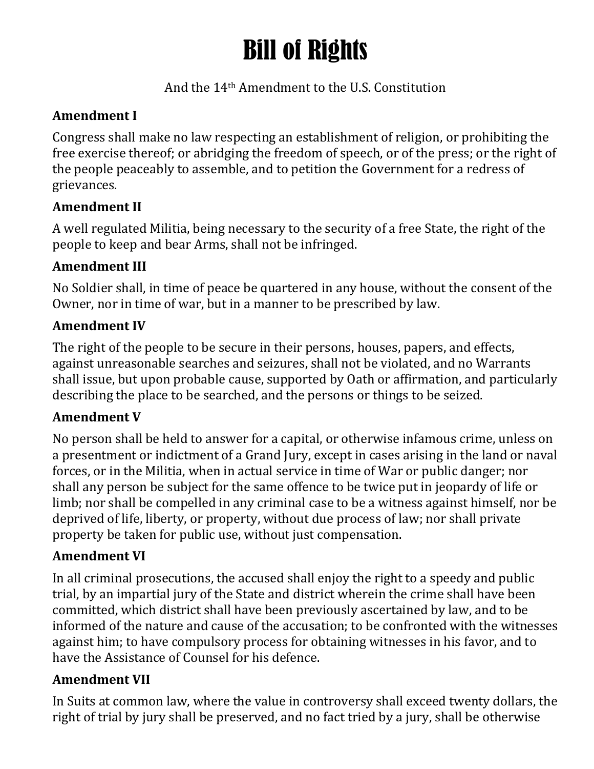# Bill of Rights

And the 14th Amendment to the U.S. Constitution

**Amendment I**

Congress shall make no law respecting an establishment of religion, or prohibiting the free exercise thereof; or abridging the freedom of speech, or of the press; or the right of the people peaceably to assemble, and to petition the Government for a redress of grievances.

**Amendment II**

A well regulated Militia, being necessary to the security of a free State, the right of the people to keep and bear Arms, shall not be infringed.

**Amendment III**

No Soldier shall, in time of peace be quartered in any house, without the consent of the Owner, nor in time of war, but in a manner to be prescribed by law.

**Amendment IV**

The right of the people to be secure in their persons, houses, papers, and effects, against unreasonable searches and seizures, shall not be violated, and no Warrants shall issue, but upon probable cause, supported by Oath or affirmation, and particularly describing the place to be searched, and the persons or things to be seized.

**Amendment V**

No person shall be held to answer for a capital, or otherwise infamous crime, unless on a presentment or indictment of a Grand Jury, except in cases arising in the land or naval forces, or in the Militia, when in actual service in time of War or public danger; nor shall any person be subject for the same offence to be twice put in jeopardy of life or limb; nor shall be compelled in any criminal case to be a witness against himself, nor be deprived of life, liberty, or property, without due process of law; nor shall private property be taken for public use, without just compensation.

**Amendment VI**

In all criminal prosecutions, the accused shall enjoy the right to a speedy and public trial, by an impartial jury of the State and district wherein the crime shall have been committed, which district shall have been previously ascertained by law, and to be informed of the nature and cause of the accusation; to be confronted with the witnesses against him; to have compulsory process for obtaining witnesses in his favor, and to have the Assistance of Counsel for his defence.

**Amendment VII**

In Suits at common law, where the value in controversy shall exceed twenty dollars, the right of trial by jury shall be preserved, and no fact tried by a jury, shall be otherwise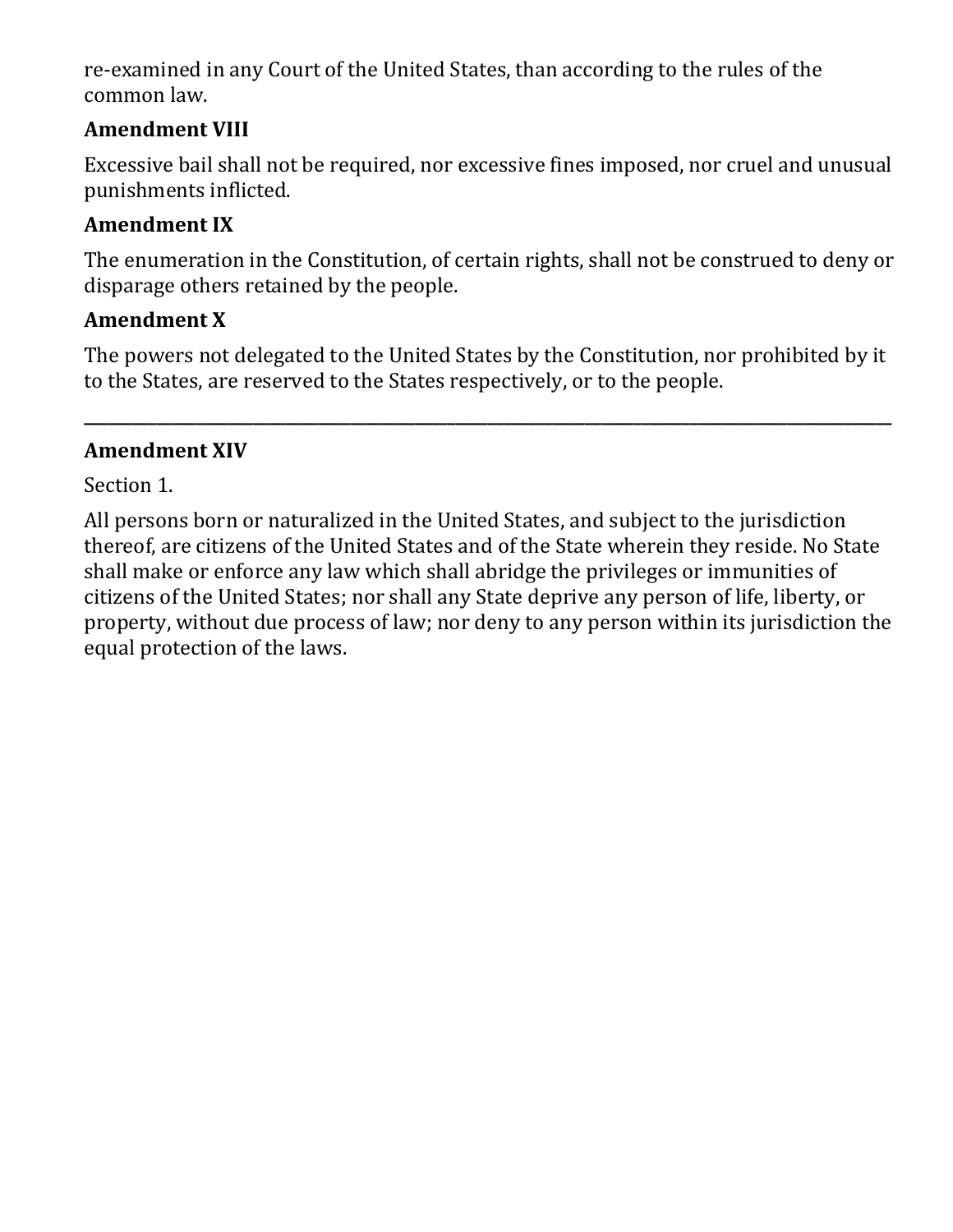re-examined in any Court of the United States, than according to the rules of the common law.

**Amendment VIII**

Excessive bail shall not be required, nor excessive fines imposed, nor cruel and unusual punishments inflicted.

**Amendment IX**

The enumeration in the Constitution, of certain rights, shall not be construed to deny or disparage others retained by the people.

**Amendment X**

The powers not delegated to the United States by the Constitution, nor prohibited by it to the States, are reserved to the States respectively, or to the people.

---

**Amendment XIV**

Section 1.

All persons born or naturalized in the United States, and subject to the jurisdiction thereof, are citizens of the United States and of the State wherein they reside. No State shall make or enforce any law which shall abridge the privileges or immunities of citizens of the United States; nor shall any State deprive any person of life, liberty, or property, without due process of law; nor deny to any person within its jurisdiction the equal protection of the laws.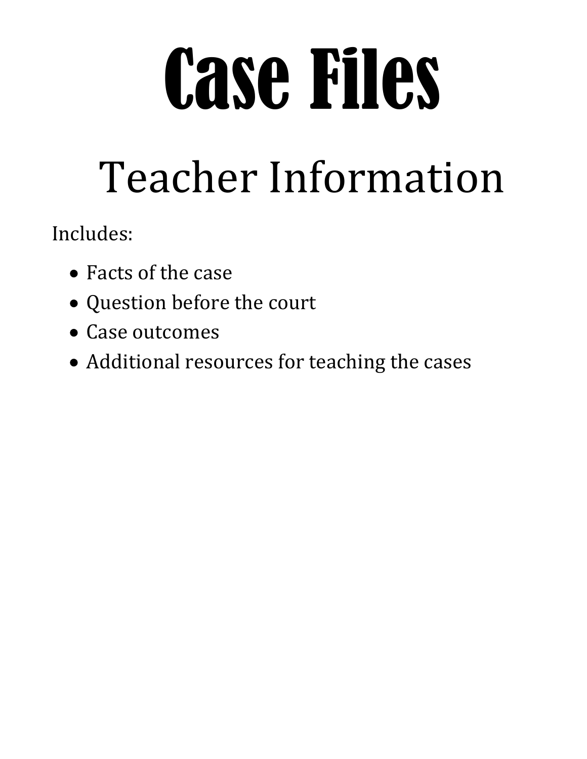# Case Files

## Teacher Information

Includes:

- Facts of the case
- Question before the court
- Case outcomes
- Additional resources for teaching the cases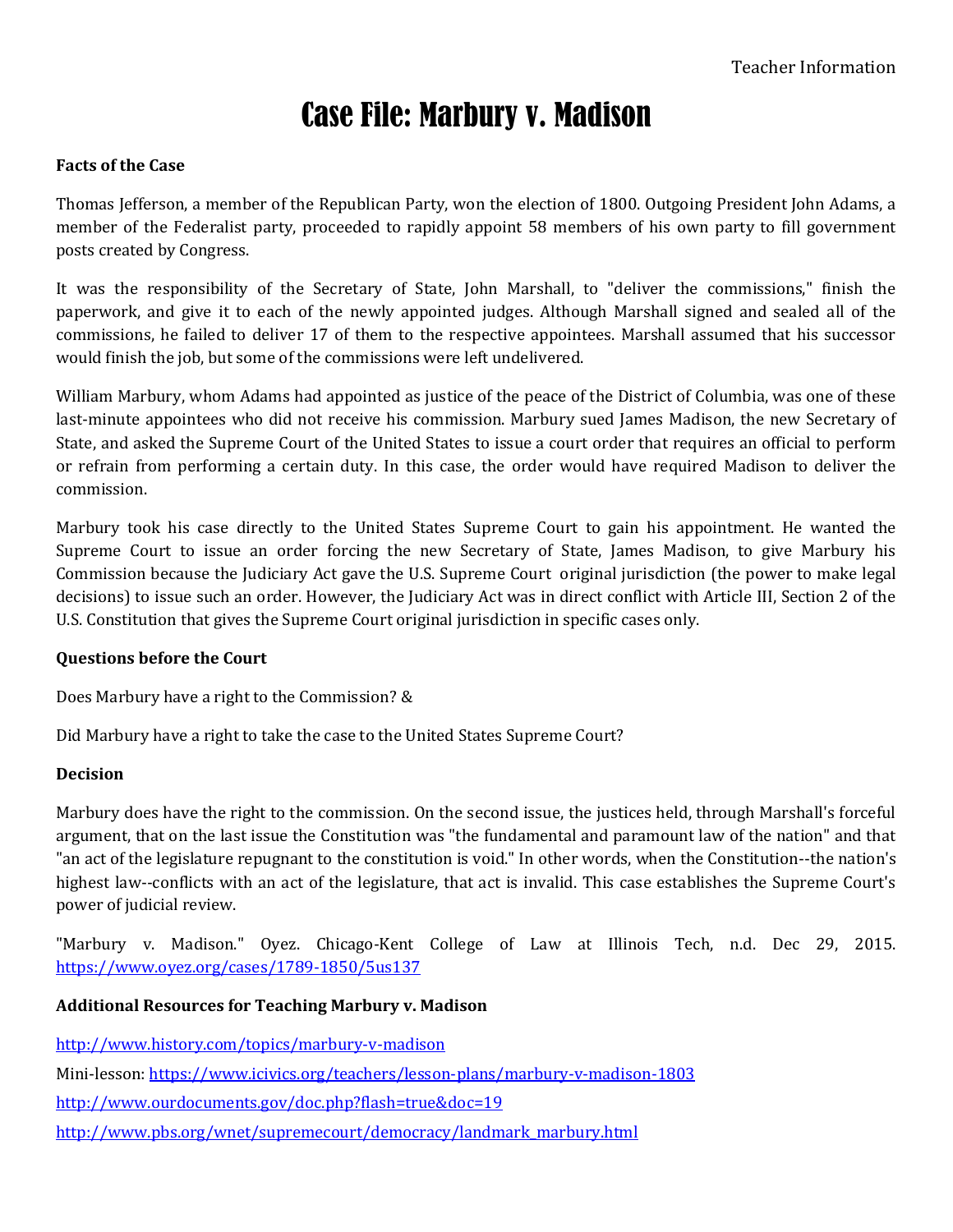Teacher Information

# Case File: Marbury v. Madison

**Facts of the Case**

Thomas Jefferson, a member of the Republican Party, won the election of 1800. Outgoing President John Adams, a member of the Federalist party, proceeded to rapidly appoint 58 members of his own party to fill government posts created by Congress.

It was the responsibility of the Secretary of State, John Marshall, to "deliver the commissions," finish the paperwork, and give it to each of the newly appointed judges. Although Marshall signed and sealed all of the commissions, he failed to deliver 17 of them to the respective appointees. Marshall assumed that his successor would finish the job, but some of the commissions were left undelivered.

William Marbury, whom Adams had appointed as justice of the peace of the District of Columbia, was one of these last-minute appointees who did not receive his commission. Marbury sued James Madison, the new Secretary of State, and asked the Supreme Court of the United States to issue a court order that requires an official to perform or refrain from performing a certain duty. In this case, the order would have required Madison to deliver the commission.

Marbury took his case directly to the United States Supreme Court to gain his appointment. He wanted the Supreme Court to issue an order forcing the new Secretary of State, James Madison, to give Marbury his Commission because the Judiciary Act gave the U.S. Supreme Court original jurisdiction (the power to make legal decisions) to issue such an order. However, the Judiciary Act was in direct conflict with Article III, Section 2 of the U.S. Constitution that gives the Supreme Court original jurisdiction in specific cases only.

**Questions before the Court**

Does Marbury have a right to the Commission? &

Did Marbury have a right to take the case to the United States Supreme Court?

**Decision**

Marbury does have the right to the commission. On the second issue, the justices held, through Marshall's forceful argument, that on the last issue the Constitution was "the fundamental and paramount law of the nation" and that "an act of the legislature repugnant to the constitution is void." In other words, when the Constitution--the nation's highest law--conflicts with an act of the legislature, that act is invalid. This case establishes the Supreme Court's power of judicial review.

"Marbury v. Madison." Oyez. Chicago-Kent College of Law at Illinois Tech, n.d. Dec 29, 2015. https://www.oyez.org/cases/1789-1850/5us137

**Additional Resources for Teaching Marbury v. Madison**

http://www.history.com/topics/marbury-v-madison

Mini-lesson: https://www.icivics.org/teachers/lesson-plans/marbury-v-madison-1803

http://www.ourdocuments.gov/doc.php?flash=true&doc=19

http://www.pbs.org/wnet/supremecourt/democracy/landmark_marbury.html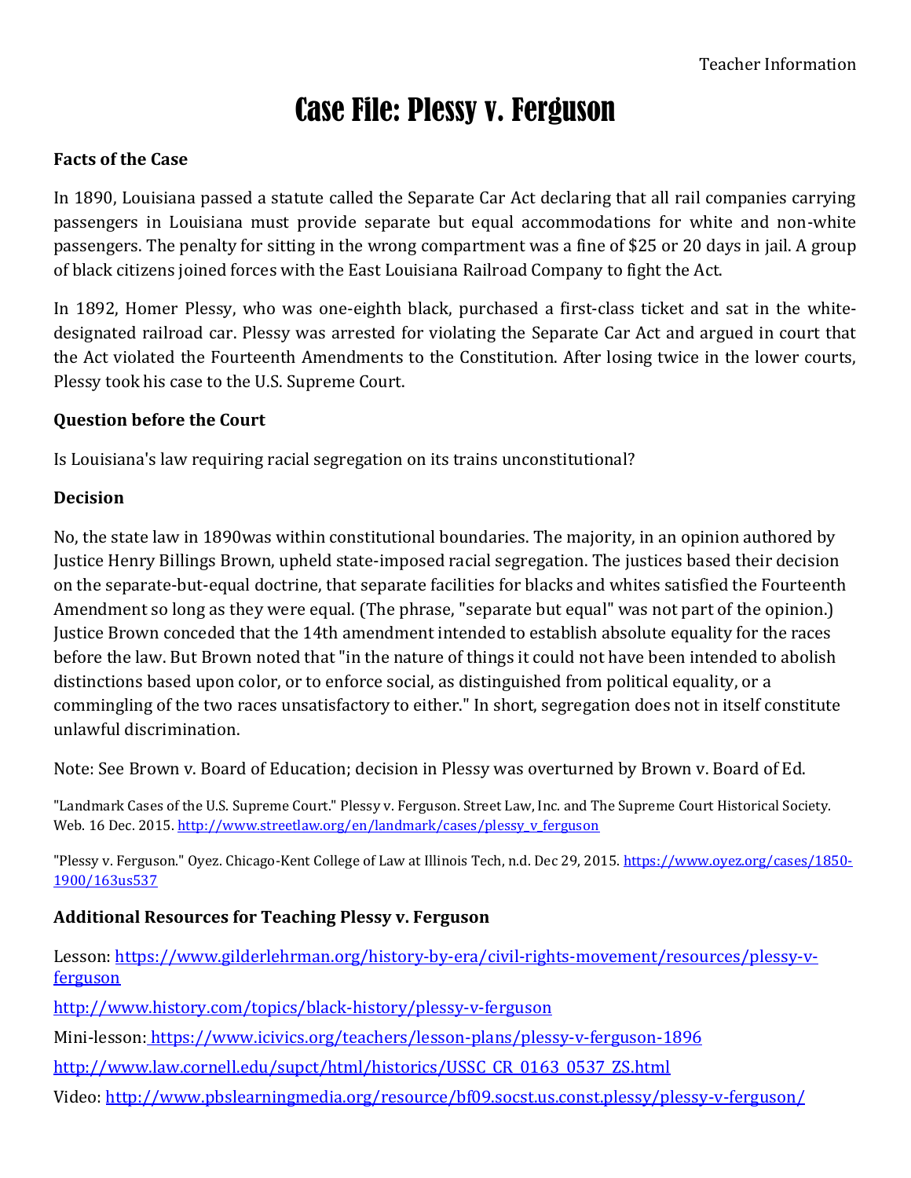Teacher Information

# Case File: Plessy v. Ferguson

**Facts of the Case**

In 1890, Louisiana passed a statute called the Separate Car Act declaring that all rail companies carrying passengers in Louisiana must provide separate but equal accommodations for white and non-white passengers. The penalty for sitting in the wrong compartment was a fine of $25 or 20 days in jail. A group of black citizens joined forces with the East Louisiana Railroad Company to fight the Act.

In 1892, Homer Plessy, who was one-eighth black, purchased a first-class ticket and sat in the white-designated railroad car. Plessy was arrested for violating the Separate Car Act and argued in court that the Act violated the Fourteenth Amendments to the Constitution. After losing twice in the lower courts, Plessy took his case to the U.S. Supreme Court.

**Question before the Court**

Is Louisiana's law requiring racial segregation on its trains unconstitutional?

**Decision**

No, the state law in 1890was within constitutional boundaries. The majority, in an opinion authored by Justice Henry Billings Brown, upheld state-imposed racial segregation. The justices based their decision on the separate-but-equal doctrine, that separate facilities for blacks and whites satisfied the Fourteenth Amendment so long as they were equal. (The phrase, "separate but equal" was not part of the opinion.) Justice Brown conceded that the 14th amendment intended to establish absolute equality for the races before the law. But Brown noted that "in the nature of things it could not have been intended to abolish distinctions based upon color, or to enforce social, as distinguished from political equality, or a commingling of the two races unsatisfactory to either." In short, segregation does not in itself constitute unlawful discrimination.

Note: See Brown v. Board of Education; decision in Plessy was overturned by Brown v. Board of Ed.

"Landmark Cases of the U.S. Supreme Court." Plessy v. Ferguson. Street Law, Inc. and The Supreme Court Historical Society. Web. 16 Dec. 2015. http://www.streetlaw.org/en/landmark/cases/plessy_v_ferguson

"Plessy v. Ferguson." Oyez. Chicago-Kent College of Law at Illinois Tech, n.d. Dec 29, 2015. https://www.oyez.org/cases/1850-1900/163us537

**Additional Resources for Teaching Plessy v. Ferguson**

Lesson: https://www.gilderlehrman.org/history-by-era/civil-rights-movement/resources/plessy-v-ferguson

http://www.history.com/topics/black-history/plessy-v-ferguson

Mini-lesson: https://www.icivics.org/teachers/lesson-plans/plessy-v-ferguson-1896

http://www.law.cornell.edu/supct/html/historics/USSC_CR_0163_0537_ZS.html

Video: http://www.pbslearningmedia.org/resource/bf09.socst.us.const.plessy/plessy-v-ferguson/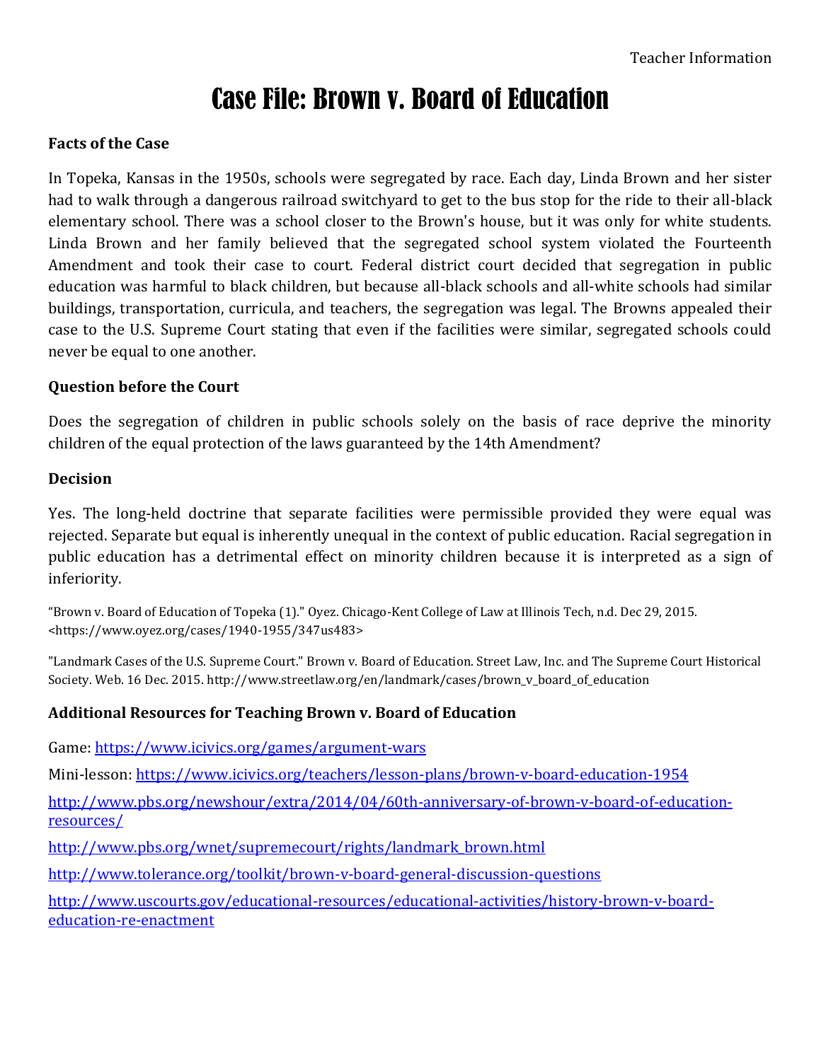Teacher Information

# Case File: Brown v. Board of Education

**Facts of the Case**

In Topeka, Kansas in the 1950s, schools were segregated by race. Each day, Linda Brown and her sister had to walk through a dangerous railroad switchyard to get to the bus stop for the ride to their all-black elementary school. There was a school closer to the Brown's house, but it was only for white students. Linda Brown and her family believed that the segregated school system violated the Fourteenth Amendment and took their case to court. Federal district court decided that segregation in public education was harmful to black children, but because all-black schools and all-white schools had similar buildings, transportation, curricula, and teachers, the segregation was legal. The Browns appealed their case to the U.S. Supreme Court stating that even if the facilities were similar, segregated schools could never be equal to one another.

**Question before the Court**

Does the segregation of children in public schools solely on the basis of race deprive the minority children of the equal protection of the laws guaranteed by the 14th Amendment?

**Decision**

Yes. The long-held doctrine that separate facilities were permissible provided they were equal was rejected. Separate but equal is inherently unequal in the context of public education. Racial segregation in public education has a detrimental effect on minority children because it is interpreted as a sign of inferiority.

"Brown v. Board of Education of Topeka (1)." Oyez. Chicago-Kent College of Law at Illinois Tech, n.d. Dec 29, 2015. <https://www.oyez.org/cases/1940-1955/347us483>

"Landmark Cases of the U.S. Supreme Court." Brown v. Board of Education. Street Law, Inc. and The Supreme Court Historical Society. Web. 16 Dec. 2015. http://www.streetlaw.org/en/landmark/cases/brown_v_board_of_education

**Additional Resources for Teaching Brown v. Board of Education**

Game: https://www.icivics.org/games/argument-wars

Mini-lesson: https://www.icivics.org/teachers/lesson-plans/brown-v-board-education-1954

http://www.pbs.org/newshour/extra/2014/04/60th-anniversary-of-brown-v-board-of-education-resources/

http://www.pbs.org/wnet/supremecourt/rights/landmark_brown.html

http://www.tolerance.org/toolkit/brown-v-board-general-discussion-questions

http://www.uscourts.gov/educational-resources/educational-activities/history-brown-v-board-education-re-enactment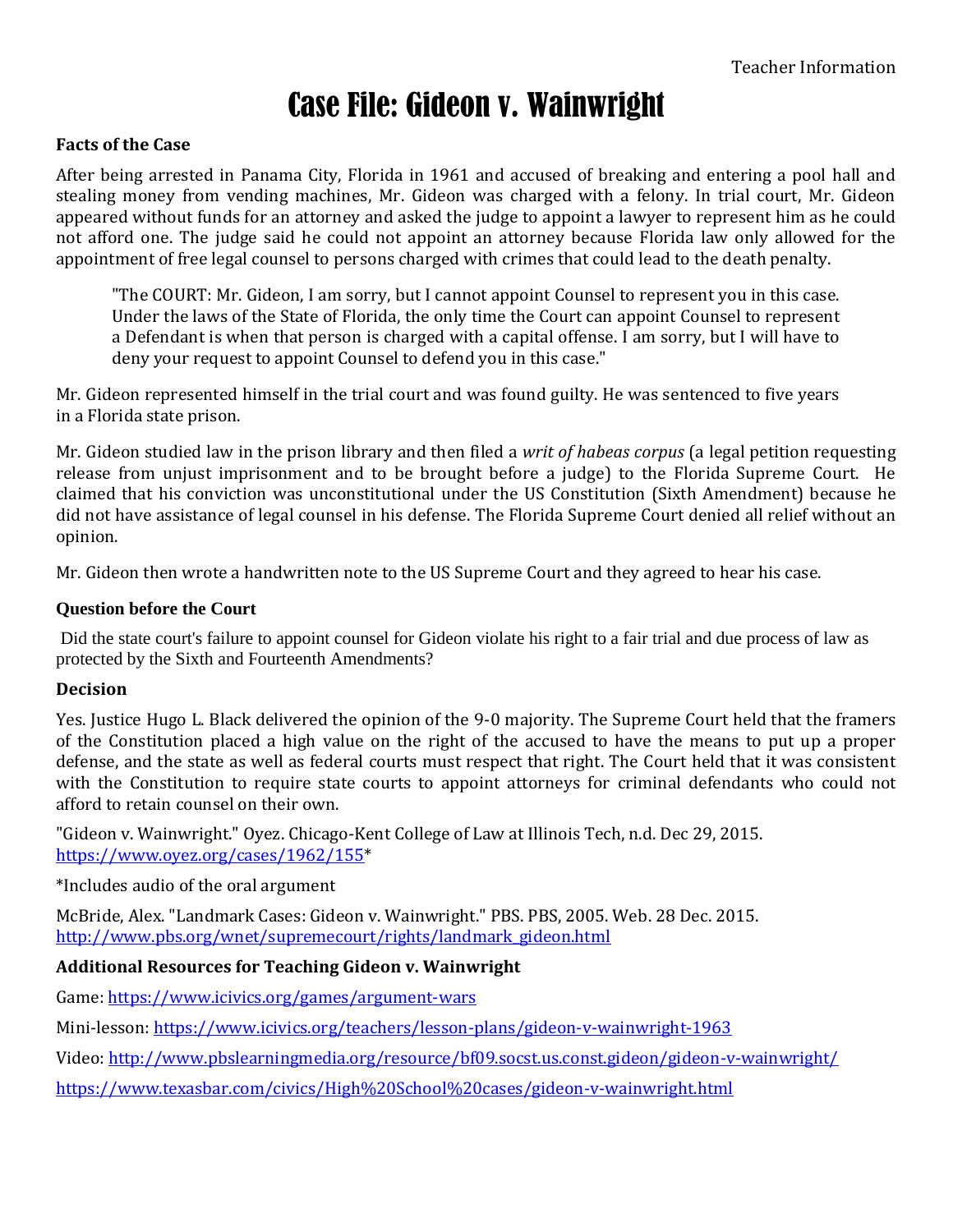Teacher Information

# Case File: Gideon v. Wainwright

**Facts of the Case**

After being arrested in Panama City, Florida in 1961 and accused of breaking and entering a pool hall and stealing money from vending machines, Mr. Gideon was charged with a felony. In trial court, Mr. Gideon appeared without funds for an attorney and asked the judge to appoint a lawyer to represent him as he could not afford one. The judge said he could not appoint an attorney because Florida law only allowed for the appointment of free legal counsel to persons charged with crimes that could lead to the death penalty.

> "The COURT: Mr. Gideon, I am sorry, but I cannot appoint Counsel to represent you in this case. Under the laws of the State of Florida, the only time the Court can appoint Counsel to represent a Defendant is when that person is charged with a capital offense. I am sorry, but I will have to deny your request to appoint Counsel to defend you in this case."

Mr. Gideon represented himself in the trial court and was found guilty. He was sentenced to five years in a Florida state prison.

Mr. Gideon studied law in the prison library and then filed a *writ of habeas corpus* (a legal petition requesting release from unjust imprisonment and to be brought before a judge) to the Florida Supreme Court. He claimed that his conviction was unconstitutional under the US Constitution (Sixth Amendment) because he did not have assistance of legal counsel in his defense. The Florida Supreme Court denied all relief without an opinion.

Mr. Gideon then wrote a handwritten note to the US Supreme Court and they agreed to hear his case.

**Question before the Court**

Did the state court's failure to appoint counsel for Gideon violate his right to a fair trial and due process of law as protected by the Sixth and Fourteenth Amendments?

**Decision**

Yes. Justice Hugo L. Black delivered the opinion of the 9-0 majority. The Supreme Court held that the framers of the Constitution placed a high value on the right of the accused to have the means to put up a proper defense, and the state as well as federal courts must respect that right. The Court held that it was consistent with the Constitution to require state courts to appoint attorneys for criminal defendants who could not afford to retain counsel on their own.

"Gideon v. Wainwright." Oyez. Chicago-Kent College of Law at Illinois Tech, n.d. Dec 29, 2015. https://www.oyez.org/cases/1962/155*

*Includes audio of the oral argument

McBride, Alex. "Landmark Cases: Gideon v. Wainwright." PBS. PBS, 2005. Web. 28 Dec. 2015. http://www.pbs.org/wnet/supremecourt/rights/landmark_gideon.html

**Additional Resources for Teaching Gideon v. Wainwright**

Game: https://www.icivics.org/games/argument-wars

Mini-lesson: https://www.icivics.org/teachers/lesson-plans/gideon-v-wainwright-1963

Video: http://www.pbslearningmedia.org/resource/bf09.socst.us.const.gideon/gideon-v-wainwright/

https://www.texasbar.com/civics/High%20School%20cases/gideon-v-wainwright.html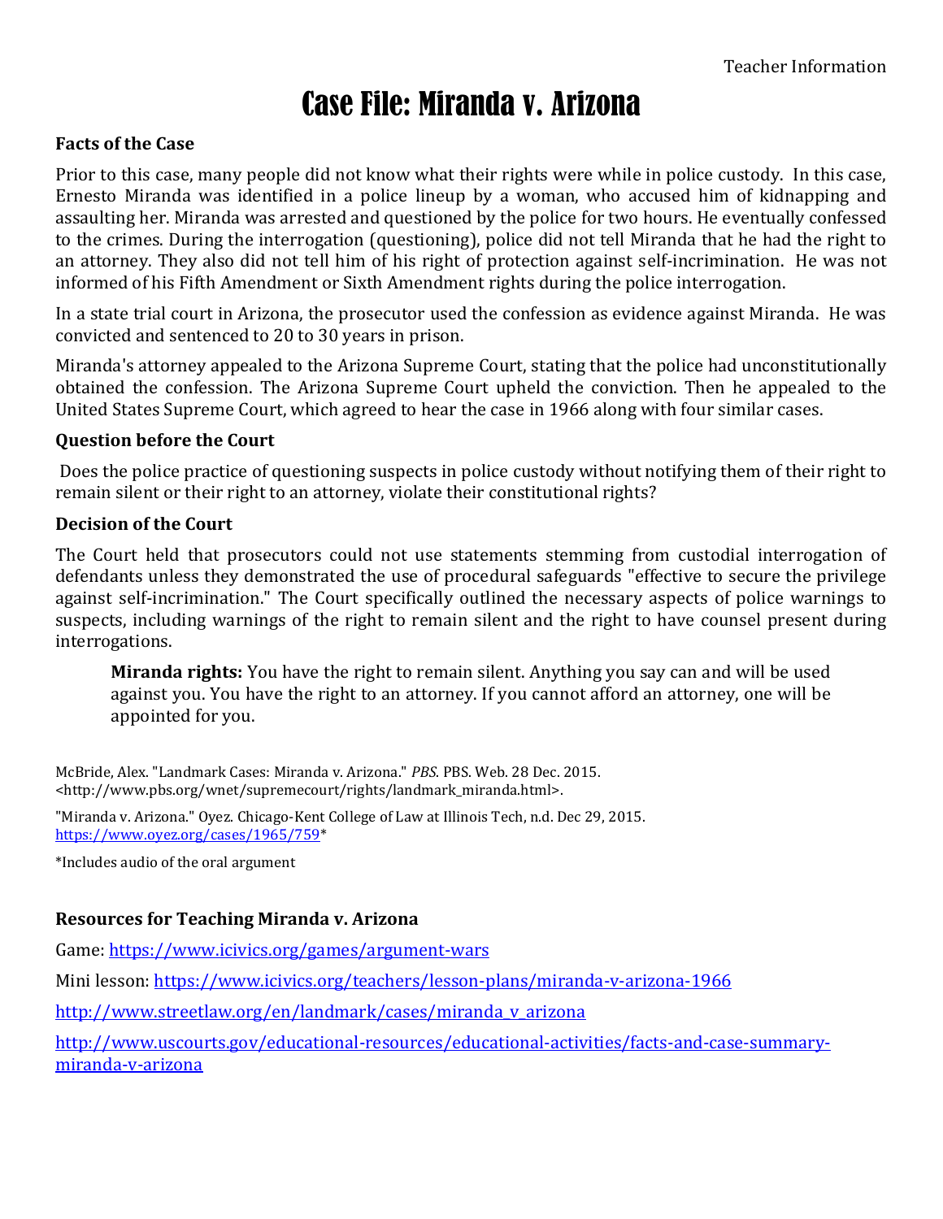Teacher Information

# Case File: Miranda v. Arizona

**Facts of the Case**

Prior to this case, many people did not know what their rights were while in police custody. In this case, Ernesto Miranda was identified in a police lineup by a woman, who accused him of kidnapping and assaulting her. Miranda was arrested and questioned by the police for two hours. He eventually confessed to the crimes. During the interrogation (questioning), police did not tell Miranda that he had the right to an attorney. They also did not tell him of his right of protection against self-incrimination. He was not informed of his Fifth Amendment or Sixth Amendment rights during the police interrogation.

In a state trial court in Arizona, the prosecutor used the confession as evidence against Miranda. He was convicted and sentenced to 20 to 30 years in prison.

Miranda's attorney appealed to the Arizona Supreme Court, stating that the police had unconstitutionally obtained the confession. The Arizona Supreme Court upheld the conviction. Then he appealed to the United States Supreme Court, which agreed to hear the case in 1966 along with four similar cases.

**Question before the Court**

Does the police practice of questioning suspects in police custody without notifying them of their right to remain silent or their right to an attorney, violate their constitutional rights?

**Decision of the Court**

The Court held that prosecutors could not use statements stemming from custodial interrogation of defendants unless they demonstrated the use of procedural safeguards "effective to secure the privilege against self-incrimination." The Court specifically outlined the necessary aspects of police warnings to suspects, including warnings of the right to remain silent and the right to have counsel present during interrogations.

> **Miranda rights:** You have the right to remain silent. Anything you say can and will be used against you. You have the right to an attorney. If you cannot afford an attorney, one will be appointed for you.

McBride, Alex. "Landmark Cases: Miranda v. Arizona." *PBS*. PBS. Web. 28 Dec. 2015. <http://www.pbs.org/wnet/supremecourt/rights/landmark_miranda.html>.

"Miranda v. Arizona." Oyez. Chicago-Kent College of Law at Illinois Tech, n.d. Dec 29, 2015. https://www.oyez.org/cases/1965/759*

*Includes audio of the oral argument

**Resources for Teaching Miranda v. Arizona**

Game: https://www.icivics.org/games/argument-wars

Mini lesson: https://www.icivics.org/teachers/lesson-plans/miranda-v-arizona-1966

http://www.streetlaw.org/en/landmark/cases/miranda_v_arizona

http://www.uscourts.gov/educational-resources/educational-activities/facts-and-case-summary-miranda-v-arizona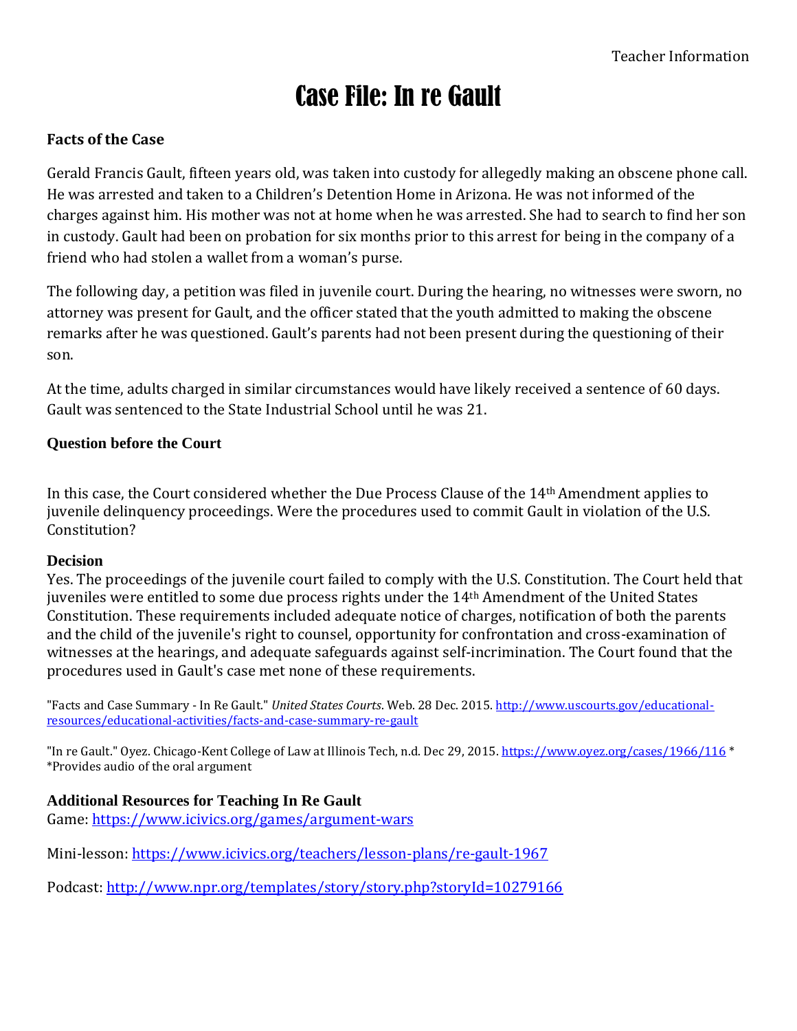Teacher Information

# Case File: In re Gault

### Facts of the Case

Gerald Francis Gault, fifteen years old, was taken into custody for allegedly making an obscene phone call. He was arrested and taken to a Children's Detention Home in Arizona. He was not informed of the charges against him. His mother was not at home when he was arrested. She had to search to find her son in custody. Gault had been on probation for six months prior to this arrest for being in the company of a friend who had stolen a wallet from a woman's purse.

The following day, a petition was filed in juvenile court. During the hearing, no witnesses were sworn, no attorney was present for Gault, and the officer stated that the youth admitted to making the obscene remarks after he was questioned. Gault's parents had not been present during the questioning of their son.

At the time, adults charged in similar circumstances would have likely received a sentence of 60 days. Gault was sentenced to the State Industrial School until he was 21.

### Question before the Court

In this case, the Court considered whether the Due Process Clause of the 14th Amendment applies to juvenile delinquency proceedings. Were the procedures used to commit Gault in violation of the U.S. Constitution?

### Decision

Yes. The proceedings of the juvenile court failed to comply with the U.S. Constitution. The Court held that juveniles were entitled to some due process rights under the 14th Amendment of the United States Constitution. These requirements included adequate notice of charges, notification of both the parents and the child of the juvenile's right to counsel, opportunity for confrontation and cross-examination of witnesses at the hearings, and adequate safeguards against self-incrimination. The Court found that the procedures used in Gault's case met none of these requirements.

"Facts and Case Summary - In Re Gault." *United States Courts*. Web. 28 Dec. 2015. http://www.uscourts.gov/educational-resources/educational-activities/facts-and-case-summary-re-gault

"In re Gault." Oyez. Chicago-Kent College of Law at Illinois Tech, n.d. Dec 29, 2015. https://www.oyez.org/cases/1966/116 *
*Provides audio of the oral argument

### Additional Resources for Teaching In Re Gault

Game: https://www.icivics.org/games/argument-wars

Mini-lesson: https://www.icivics.org/teachers/lesson-plans/re-gault-1967

Podcast: http://www.npr.org/templates/story/story.php?storyId=10279166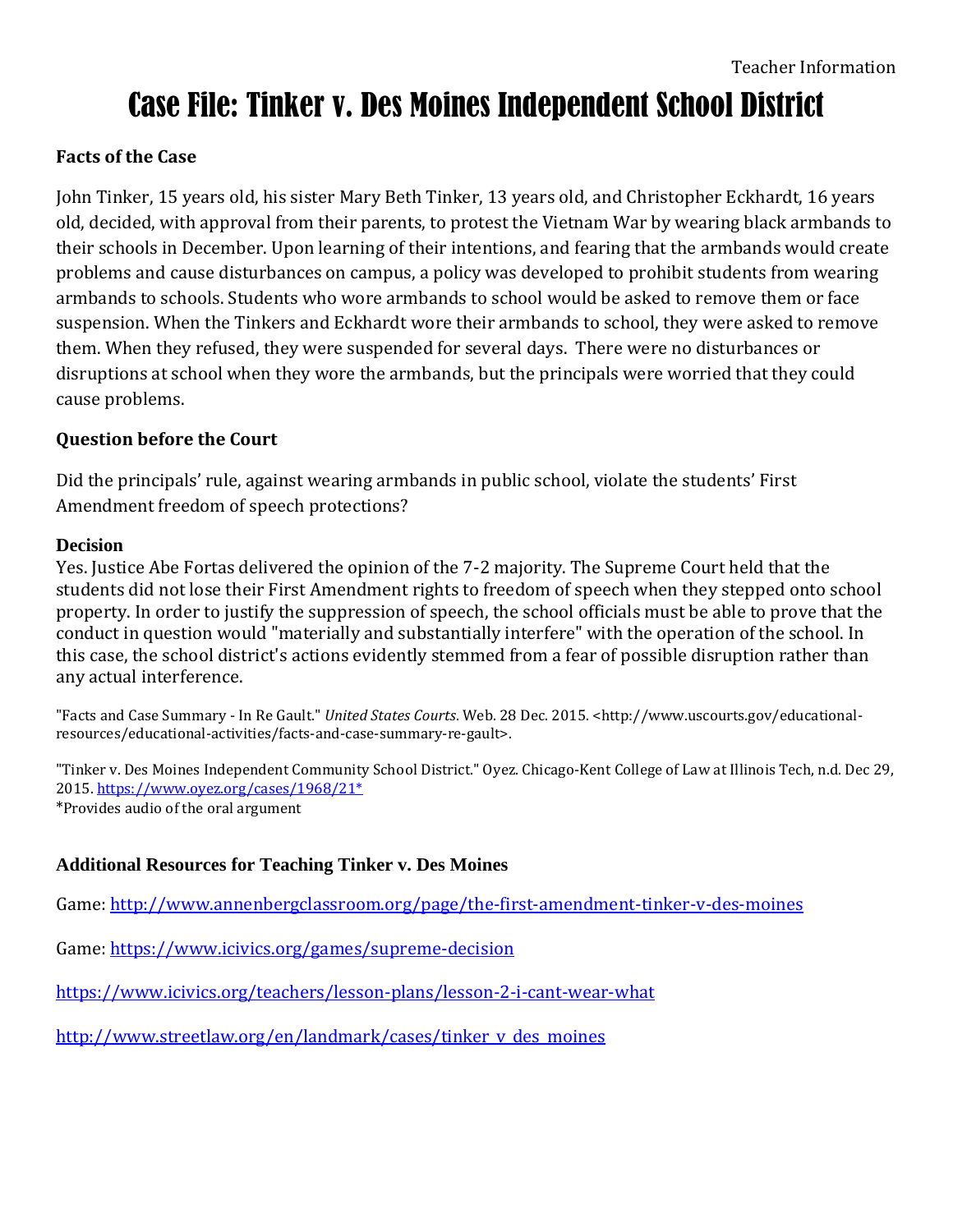Teacher Information

# Case File: Tinker v. Des Moines Independent School District

**Facts of the Case**

John Tinker, 15 years old, his sister Mary Beth Tinker, 13 years old, and Christopher Eckhardt, 16 years old, decided, with approval from their parents, to protest the Vietnam War by wearing black armbands to their schools in December. Upon learning of their intentions, and fearing that the armbands would create problems and cause disturbances on campus, a policy was developed to prohibit students from wearing armbands to schools. Students who wore armbands to school would be asked to remove them or face suspension. When the Tinkers and Eckhardt wore their armbands to school, they were asked to remove them. When they refused, they were suspended for several days. There were no disturbances or disruptions at school when they wore the armbands, but the principals were worried that they could cause problems.

**Question before the Court**

Did the principals' rule, against wearing armbands in public school, violate the students' First Amendment freedom of speech protections?

**Decision**

Yes. Justice Abe Fortas delivered the opinion of the 7-2 majority. The Supreme Court held that the students did not lose their First Amendment rights to freedom of speech when they stepped onto school property. In order to justify the suppression of speech, the school officials must be able to prove that the conduct in question would "materially and substantially interfere" with the operation of the school. In this case, the school district's actions evidently stemmed from a fear of possible disruption rather than any actual interference.

"Facts and Case Summary - In Re Gault." *United States Courts*. Web. 28 Dec. 2015. <http://www.uscourts.gov/educational-resources/educational-activities/facts-and-case-summary-re-gault>.

"Tinker v. Des Moines Independent Community School District." Oyez. Chicago-Kent College of Law at Illinois Tech, n.d. Dec 29, 2015. https://www.oyez.org/cases/1968/21*
*Provides audio of the oral argument

**Additional Resources for Teaching Tinker v. Des Moines**

Game: http://www.annenbergclassroom.org/page/the-first-amendment-tinker-v-des-moines

Game: https://www.icivics.org/games/supreme-decision

https://www.icivics.org/teachers/lesson-plans/lesson-2-i-cant-wear-what

http://www.streetlaw.org/en/landmark/cases/tinker_v_des_moines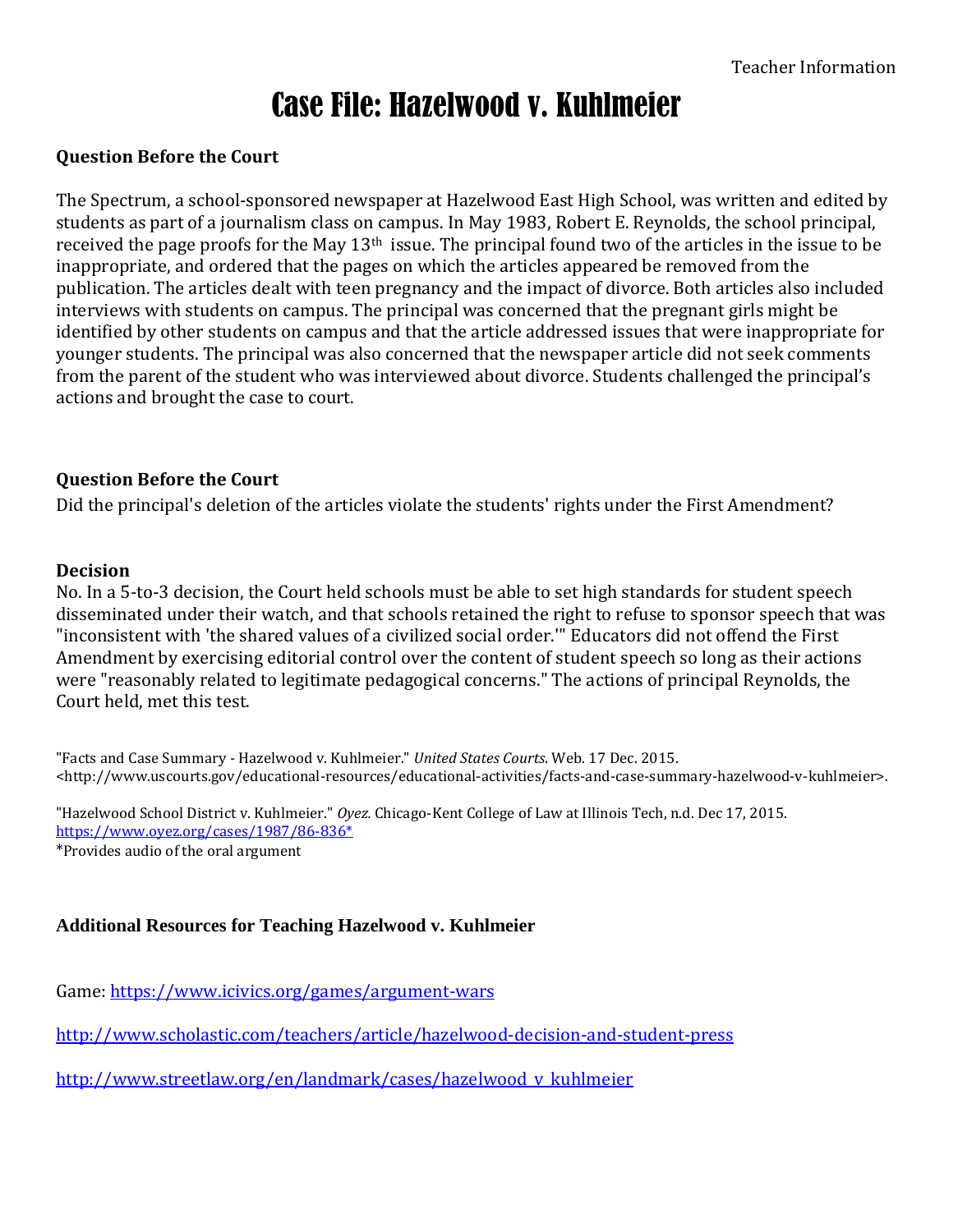Teacher Information

# Case File: Hazelwood v. Kuhlmeier

**Question Before the Court**

The Spectrum, a school-sponsored newspaper at Hazelwood East High School, was written and edited by students as part of a journalism class on campus. In May 1983, Robert E. Reynolds, the school principal, received the page proofs for the May 13th issue. The principal found two of the articles in the issue to be inappropriate, and ordered that the pages on which the articles appeared be removed from the publication. The articles dealt with teen pregnancy and the impact of divorce. Both articles also included interviews with students on campus. The principal was concerned that the pregnant girls might be identified by other students on campus and that the article addressed issues that were inappropriate for younger students. The principal was also concerned that the newspaper article did not seek comments from the parent of the student who was interviewed about divorce. Students challenged the principal's actions and brought the case to court.

**Question Before the Court**

Did the principal's deletion of the articles violate the students' rights under the First Amendment?

**Decision**

No. In a 5-to-3 decision, the Court held schools must be able to set high standards for student speech disseminated under their watch, and that schools retained the right to refuse to sponsor speech that was "inconsistent with 'the shared values of a civilized social order.'" Educators did not offend the First Amendment by exercising editorial control over the content of student speech so long as their actions were "reasonably related to legitimate pedagogical concerns." The actions of principal Reynolds, the Court held, met this test.

"Facts and Case Summary - Hazelwood v. Kuhlmeier." *United States Courts*. Web. 17 Dec. 2015. <http://www.uscourts.gov/educational-resources/educational-activities/facts-and-case-summary-hazelwood-v-kuhlmeier>.

"Hazelwood School District v. Kuhlmeier." *Oyez.* Chicago-Kent College of Law at Illinois Tech, n.d. Dec 17, 2015. https://www.oyez.org/cases/1987/86-836*
*Provides audio of the oral argument

**Additional Resources for Teaching Hazelwood v. Kuhlmeier**

Game: https://www.icivics.org/games/argument-wars

http://www.scholastic.com/teachers/article/hazelwood-decision-and-student-press

http://www.streetlaw.org/en/landmark/cases/hazelwood_v_kuhlmeier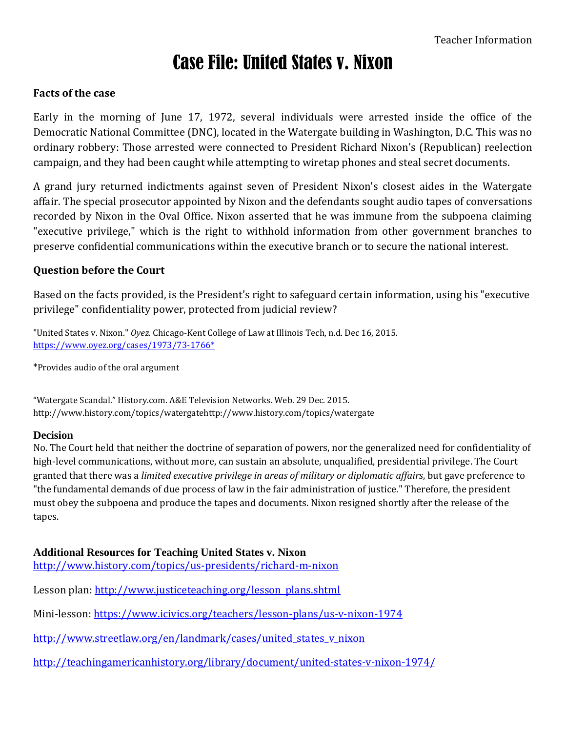Teacher Information

# Case File: United States v. Nixon

**Facts of the case**

Early in the morning of June 17, 1972, several individuals were arrested inside the office of the Democratic National Committee (DNC), located in the Watergate building in Washington, D.C. This was no ordinary robbery: Those arrested were connected to President Richard Nixon's (Republican) reelection campaign, and they had been caught while attempting to wiretap phones and steal secret documents.

A grand jury returned indictments against seven of President Nixon's closest aides in the Watergate affair. The special prosecutor appointed by Nixon and the defendants sought audio tapes of conversations recorded by Nixon in the Oval Office. Nixon asserted that he was immune from the subpoena claiming "executive privilege," which is the right to withhold information from other government branches to preserve confidential communications within the executive branch or to secure the national interest.

**Question before the Court**

Based on the facts provided, is the President's right to safeguard certain information, using his "executive privilege" confidentiality power, protected from judicial review?

"United States v. Nixon." *Oyez.* Chicago-Kent College of Law at Illinois Tech, n.d. Dec 16, 2015. https://www.oyez.org/cases/1973/73-1766*

*Provides audio of the oral argument

"Watergate Scandal." History.com. A&E Television Networks. Web. 29 Dec. 2015. http://www.history.com/topics/watergatehttp://www.history.com/topics/watergate

**Decision**

No. The Court held that neither the doctrine of separation of powers, nor the generalized need for confidentiality of high-level communications, without more, can sustain an absolute, unqualified, presidential privilege. The Court granted that there was a *limited executive privilege in areas of military or diplomatic affairs*, but gave preference to "the fundamental demands of due process of law in the fair administration of justice." Therefore, the president must obey the subpoena and produce the tapes and documents. Nixon resigned shortly after the release of the tapes.

**Additional Resources for Teaching United States v. Nixon**

http://www.history.com/topics/us-presidents/richard-m-nixon

Lesson plan: http://www.justiceteaching.org/lesson_plans.shtml

Mini-lesson: https://www.icivics.org/teachers/lesson-plans/us-v-nixon-1974

http://www.streetlaw.org/en/landmark/cases/united_states_v_nixon

http://teachingamericanhistory.org/library/document/united-states-v-nixon-1974/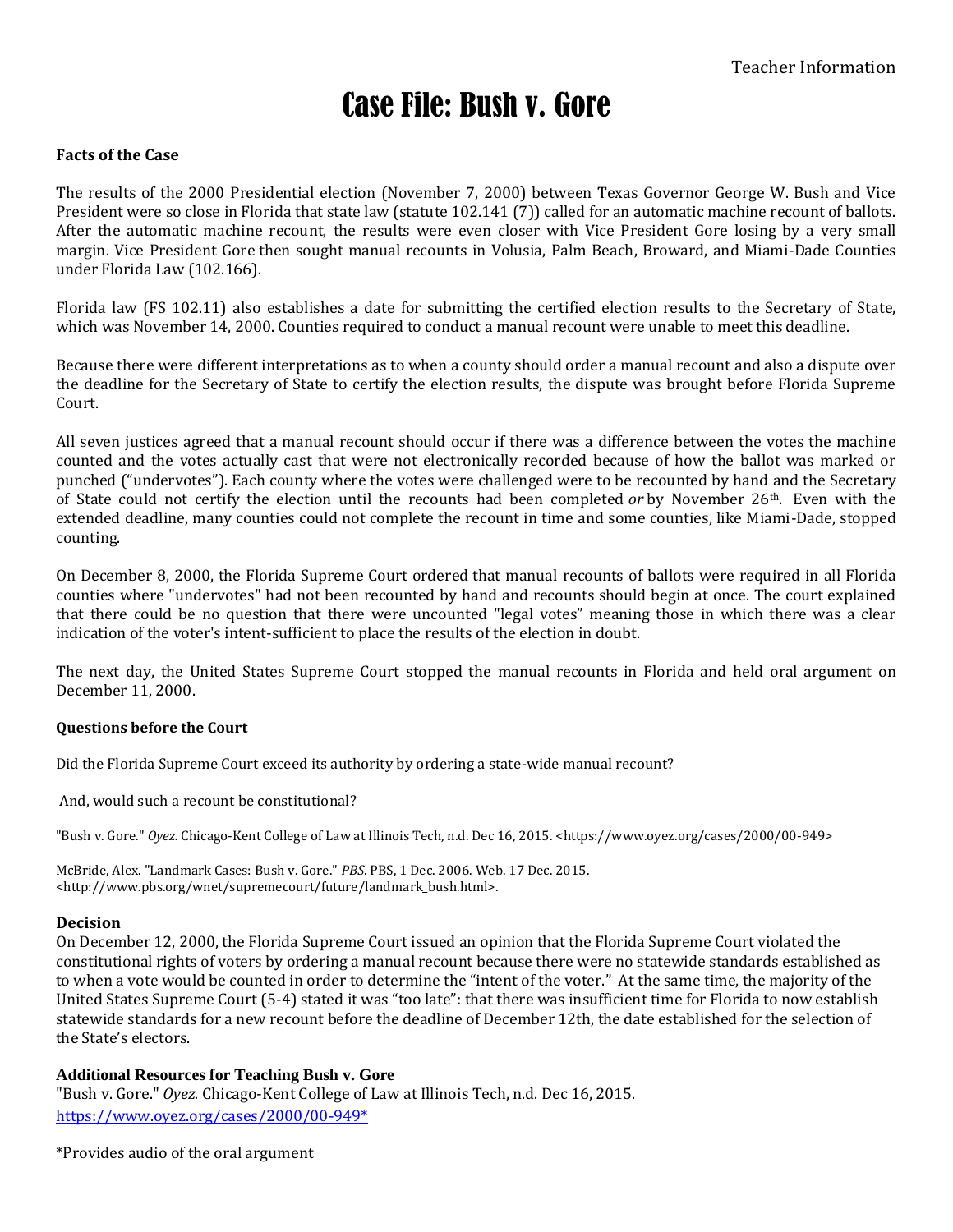Teacher Information

# Case File: Bush v. Gore

**Facts of the Case**

The results of the 2000 Presidential election (November 7, 2000) between Texas Governor George W. Bush and Vice President were so close in Florida that state law (statute 102.141 (7)) called for an automatic machine recount of ballots. After the automatic machine recount, the results were even closer with Vice President Gore losing by a very small margin. Vice President Gore then sought manual recounts in Volusia, Palm Beach, Broward, and Miami-Dade Counties under Florida Law (102.166).

Florida law (FS 102.11) also establishes a date for submitting the certified election results to the Secretary of State, which was November 14, 2000. Counties required to conduct a manual recount were unable to meet this deadline.

Because there were different interpretations as to when a county should order a manual recount and also a dispute over the deadline for the Secretary of State to certify the election results, the dispute was brought before Florida Supreme Court.

All seven justices agreed that a manual recount should occur if there was a difference between the votes the machine counted and the votes actually cast that were not electronically recorded because of how the ballot was marked or punched ("undervotes"). Each county where the votes were challenged were to be recounted by hand and the Secretary of State could not certify the election until the recounts had been completed *or* by November 26th. Even with the extended deadline, many counties could not complete the recount in time and some counties, like Miami-Dade, stopped counting.

On December 8, 2000, the Florida Supreme Court ordered that manual recounts of ballots were required in all Florida counties where "undervotes" had not been recounted by hand and recounts should begin at once. The court explained that there could be no question that there were uncounted "legal votes" meaning those in which there was a clear indication of the voter's intent-sufficient to place the results of the election in doubt.

The next day, the United States Supreme Court stopped the manual recounts in Florida and held oral argument on December 11, 2000.

**Questions before the Court**

Did the Florida Supreme Court exceed its authority by ordering a state-wide manual recount?

And, would such a recount be constitutional?

"Bush v. Gore." *Oyez.* Chicago-Kent College of Law at Illinois Tech, n.d. Dec 16, 2015. <https://www.oyez.org/cases/2000/00-949>

McBride, Alex. "Landmark Cases: Bush v. Gore." *PBS*. PBS, 1 Dec. 2006. Web. 17 Dec. 2015. <http://www.pbs.org/wnet/supremecourt/future/landmark_bush.html>.

**Decision**

On December 12, 2000, the Florida Supreme Court issued an opinion that the Florida Supreme Court violated the constitutional rights of voters by ordering a manual recount because there were no statewide standards established as to when a vote would be counted in order to determine the "intent of the voter." At the same time, the majority of the United States Supreme Court (5-4) stated it was "too late": that there was insufficient time for Florida to now establish statewide standards for a new recount before the deadline of December 12th, the date established for the selection of the State's electors.

**Additional Resources for Teaching Bush v. Gore**

"Bush v. Gore." *Oyez.* Chicago-Kent College of Law at Illinois Tech, n.d. Dec 16, 2015. https://www.oyez.org/cases/2000/00-949*

*Provides audio of the oral argument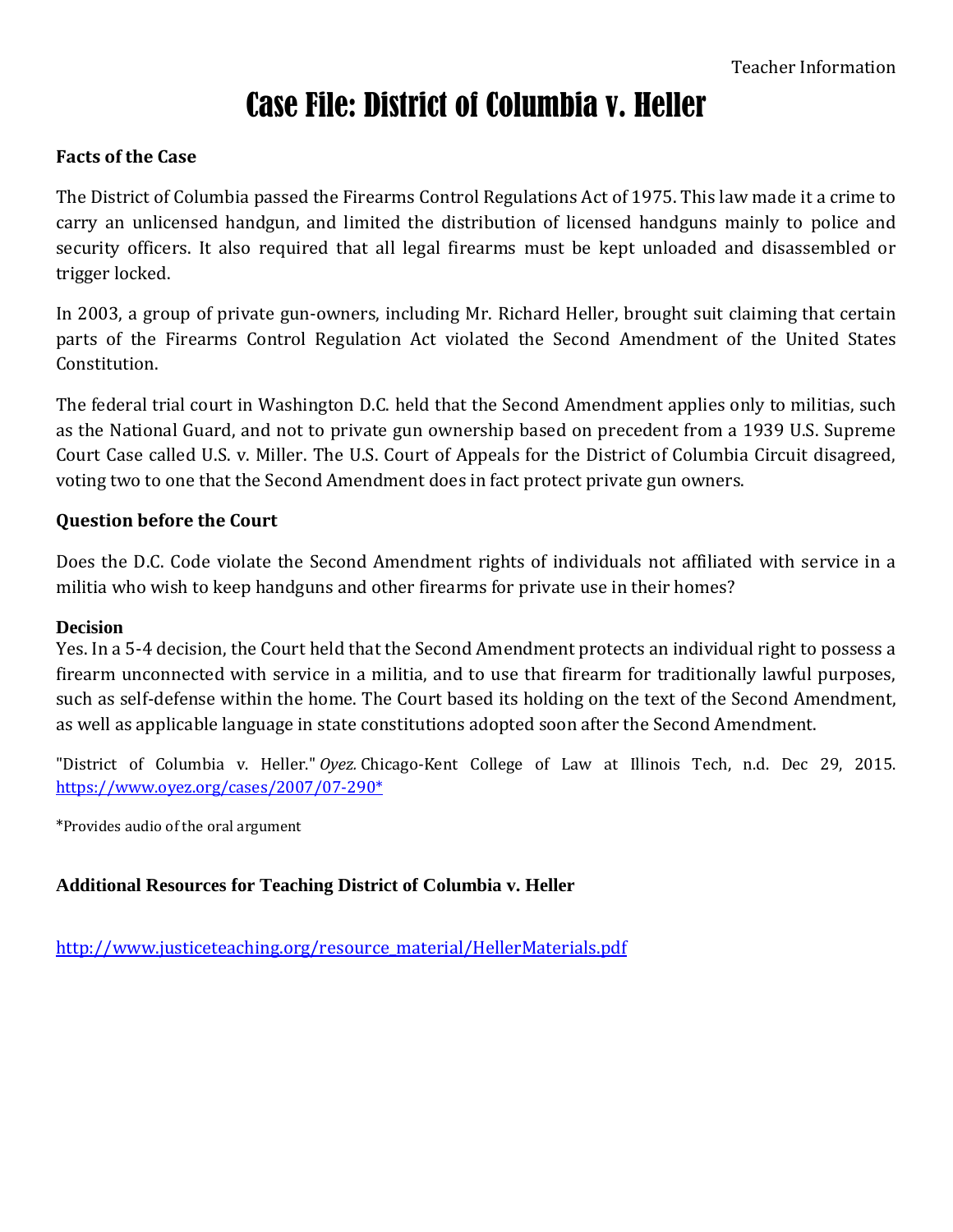Teacher Information

# Case File: District of Columbia v. Heller

### Facts of the Case

The District of Columbia passed the Firearms Control Regulations Act of 1975. This law made it a crime to carry an unlicensed handgun, and limited the distribution of licensed handguns mainly to police and security officers. It also required that all legal firearms must be kept unloaded and disassembled or trigger locked.

In 2003, a group of private gun-owners, including Mr. Richard Heller, brought suit claiming that certain parts of the Firearms Control Regulation Act violated the Second Amendment of the United States Constitution.

The federal trial court in Washington D.C. held that the Second Amendment applies only to militias, such as the National Guard, and not to private gun ownership based on precedent from a 1939 U.S. Supreme Court Case called U.S. v. Miller. The U.S. Court of Appeals for the District of Columbia Circuit disagreed, voting two to one that the Second Amendment does in fact protect private gun owners.

### Question before the Court

Does the D.C. Code violate the Second Amendment rights of individuals not affiliated with service in a militia who wish to keep handguns and other firearms for private use in their homes?

### Decision

Yes. In a 5-4 decision, the Court held that the Second Amendment protects an individual right to possess a firearm unconnected with service in a militia, and to use that firearm for traditionally lawful purposes, such as self-defense within the home. The Court based its holding on the text of the Second Amendment, as well as applicable language in state constitutions adopted soon after the Second Amendment.

"District of Columbia v. Heller." *Oyez.* Chicago-Kent College of Law at Illinois Tech, n.d. Dec 29, 2015. https://www.oyez.org/cases/2007/07-290*

*Provides audio of the oral argument

### Additional Resources for Teaching District of Columbia v. Heller

http://www.justiceteaching.org/resource_material/HellerMaterials.pdf